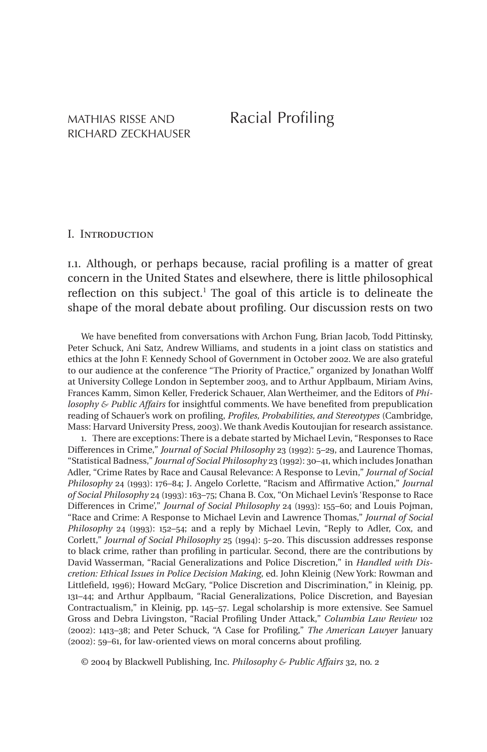MATHIAS RISSE AND RICHARD ZECKHAUSER

# Racial Profiling

## I. Introduction

I.1. Although, or perhaps because, racial profiling is a matter of great concern in the United States and elsewhere, there is little philosophical reflection on this subject.[1] The goal of this article is to delineate the shape of the moral debate about profiling. Our discussion rests on two

We have benefited from conversations with Archon Fung, Brian Jacob, Todd Pittinsky, Peter Schuck, Ani Satz, Andrew Williams, and students in a joint class on statistics and ethics at the John F. Kennedy School of Government in October 2002. We are also grateful to our audience at the conference "The Priority of Practice," organized by Jonathan Wolff at University College London in September 2003, and to Arthur Applbaum, Miriam Avins, Frances Kamm, Simon Keller, Frederick Schauer, Alan Wertheimer, and the Editors of *Philosophy & Public Affairs* for insightful comments. We have benefited from prepublication reading of Schauer's work on profiling, *Profiles, Probabilities, and Stereotypes* (Cambridge, Mass: Harvard University Press, 2003). We thank Avedis Koutoujian for research assistance.

1. There are exceptions: There is a debate started by Michael Levin, "Responses to Race Differences in Crime," *Journal of Social Philosophy* 23 (1992): 5–29, and Laurence Thomas, "Statistical Badness," *Journal of Social Philosophy* 23 (1992): 30–41, which includes Jonathan Adler, "Crime Rates by Race and Causal Relevance: A Response to Levin," *Journal of Social Philosophy* 24 (1993): 176–84; J. Angelo Corlette, "Racism and Affirmative Action," *Journal of Social Philosophy* 24 (1993): 163–75; Chana B. Cox, "On Michael Levin's 'Response to Race Differences in Crime'," *Journal of Social Philosophy* 24 (1993): 155–60; and Louis Pojman, "Race and Crime: A Response to Michael Levin and Lawrence Thomas," *Journal of Social Philosophy* 24 (1993): 152–54; and a reply by Michael Levin, "Reply to Adler, Cox, and Corlett," *Journal of Social Philosophy* 25 (1994): 5–20. This discussion addresses response to black crime, rather than profiling in particular. Second, there are the contributions by David Wasserman, "Racial Generalizations and Police Discretion," in *Handled with Discretion: Ethical Issues in Police Decision Making*, ed. John Kleinig (New York: Rowman and Littlefield, 1996); Howard McGary, "Police Discretion and Discrimination," in Kleinig, pp. 131–44; and Arthur Applbaum, "Racial Generalizations, Police Discretion, and Bayesian Contractualism," in Kleinig, pp. 145–57. Legal scholarship is more extensive. See Samuel Gross and Debra Livingston, "Racial Profiling Under Attack," *Columbia Law Review* 102 (2002): 1413–38; and Peter Schuck, "A Case for Profiling," *The American Lawyer* January (2002): 59–61, for law-oriented views on moral concerns about profiling.

© 2004 by Blackwell Publishing, Inc. *Philosophy & Public Affairs* 32, no. 2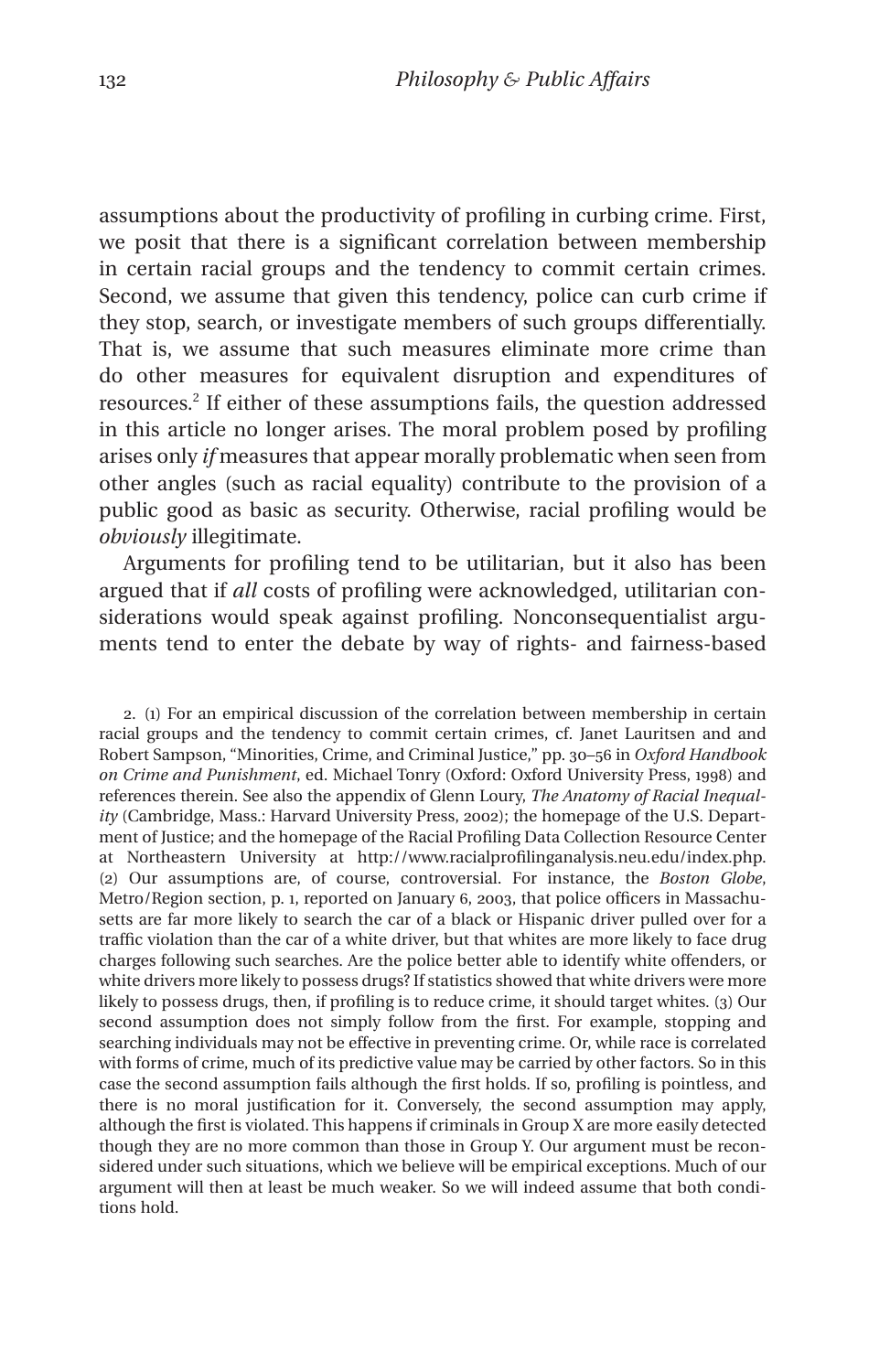assumptions about the productivity of profiling in curbing crime. First, we posit that there is a significant correlation between membership in certain racial groups and the tendency to commit certain crimes. Second, we assume that given this tendency, police can curb crime if they stop, search, or investigate members of such groups differentially. That is, we assume that such measures eliminate more crime than do other measures for equivalent disruption and expenditures of resources.[2] If either of these assumptions fails, the question addressed in this article no longer arises. The moral problem posed by profiling arises only *if* measures that appear morally problematic when seen from other angles (such as racial equality) contribute to the provision of a public good as basic as security. Otherwise, racial profiling would be *obviously* illegitimate.

Arguments for profiling tend to be utilitarian, but it also has been argued that if *all* costs of profiling were acknowledged, utilitarian considerations would speak against profiling. Nonconsequentialist arguments tend to enter the debate by way of rights- and fairness-based

2. (1) For an empirical discussion of the correlation between membership in certain racial groups and the tendency to commit certain crimes, cf. Janet Lauritsen and and Robert Sampson, "Minorities, Crime, and Criminal Justice," pp. 30–56 in *Oxford Handbook on Crime and Punishment*, ed. Michael Tonry (Oxford: Oxford University Press, 1998) and references therein. See also the appendix of Glenn Loury, *The Anatomy of Racial Inequality* (Cambridge, Mass.: Harvard University Press, 2002); the homepage of the U.S. Department of Justice; and the homepage of the Racial Profiling Data Collection Resource Center at Northeastern University at http://www.racialprofilinganalysis.neu.edu/index.php. (2) Our assumptions are, of course, controversial. For instance, the *Boston Globe*, Metro/Region section, p. 1, reported on January 6, 2003, that police officers in Massachusetts are far more likely to search the car of a black or Hispanic driver pulled over for a traffic violation than the car of a white driver, but that whites are more likely to face drug charges following such searches. Are the police better able to identify white offenders, or white drivers more likely to possess drugs? If statistics showed that white drivers were more likely to possess drugs, then, if profiling is to reduce crime, it should target whites. (3) Our second assumption does not simply follow from the first. For example, stopping and searching individuals may not be effective in preventing crime. Or, while race is correlated with forms of crime, much of its predictive value may be carried by other factors. So in this case the second assumption fails although the first holds. If so, profiling is pointless, and there is no moral justification for it. Conversely, the second assumption may apply, although the first is violated. This happens if criminals in Group X are more easily detected though they are no more common than those in Group Y. Our argument must be reconsidered under such situations, which we believe will be empirical exceptions. Much of our argument will then at least be much weaker. So we will indeed assume that both conditions hold.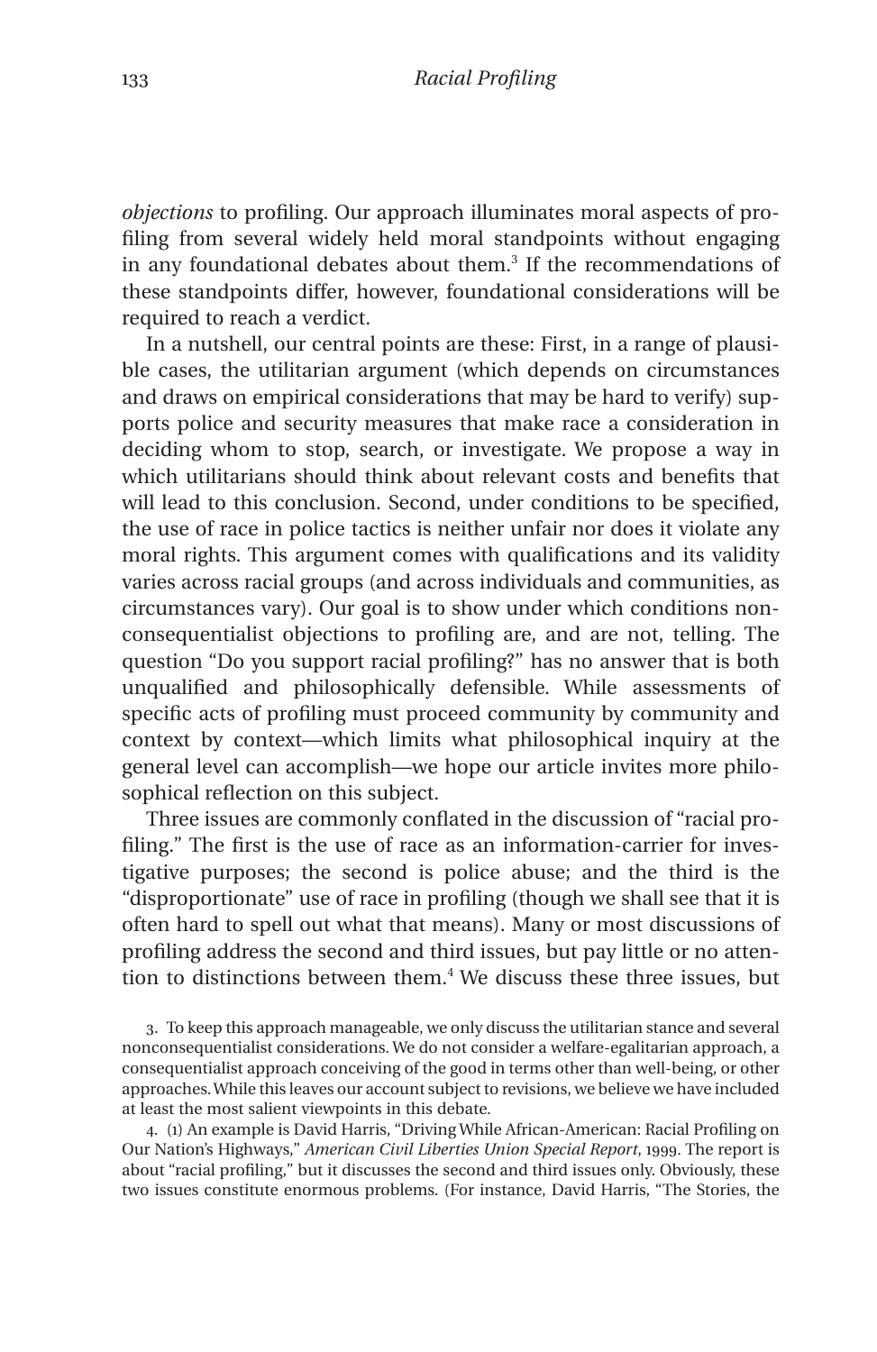*objections* to profiling. Our approach illuminates moral aspects of profiling from several widely held moral standpoints without engaging in any foundational debates about them.[3] If the recommendations of these standpoints differ, however, foundational considerations will be required to reach a verdict.

In a nutshell, our central points are these: First, in a range of plausible cases, the utilitarian argument (which depends on circumstances and draws on empirical considerations that may be hard to verify) supports police and security measures that make race a consideration in deciding whom to stop, search, or investigate. We propose a way in which utilitarians should think about relevant costs and benefits that will lead to this conclusion. Second, under conditions to be specified, the use of race in police tactics is neither unfair nor does it violate any moral rights. This argument comes with qualifications and its validity varies across racial groups (and across individuals and communities, as circumstances vary). Our goal is to show under which conditions nonconsequentialist objections to profiling are, and are not, telling. The question "Do you support racial profiling?" has no answer that is both unqualified and philosophically defensible. While assessments of specific acts of profiling must proceed community by community and context by context—which limits what philosophical inquiry at the general level can accomplish—we hope our article invites more philosophical reflection on this subject.

Three issues are commonly conflated in the discussion of "racial profiling." The first is the use of race as an information-carrier for investigative purposes; the second is police abuse; and the third is the "disproportionate" use of race in profiling (though we shall see that it is often hard to spell out what that means). Many or most discussions of profiling address the second and third issues, but pay little or no attention to distinctions between them.[4] We discuss these three issues, but

3. To keep this approach manageable, we only discuss the utilitarian stance and several nonconsequentialist considerations. We do not consider a welfare-egalitarian approach, a consequentialist approach conceiving of the good in terms other than well-being, or other approaches. While this leaves our account subject to revisions, we believe we have included at least the most salient viewpoints in this debate.

4. (1) An example is David Harris, "Driving While African-American: Racial Profiling on Our Nation's Highways," *American Civil Liberties Union Special Report*, 1999. The report is about "racial profiling," but it discusses the second and third issues only. Obviously, these two issues constitute enormous problems. (For instance, David Harris, "The Stories, the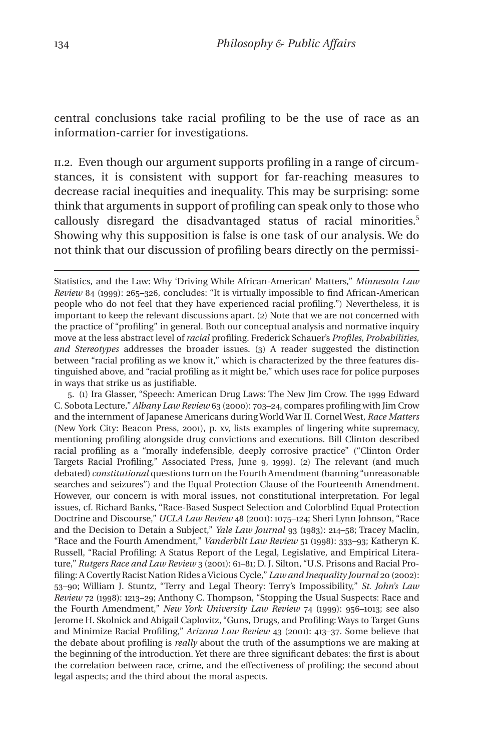central conclusions take racial profiling to be the use of race as an information-carrier for investigations.

II.2. Even though our argument supports profiling in a range of circumstances, it is consistent with support for far-reaching measures to decrease racial inequities and inequality. This may be surprising: some think that arguments in support of profiling can speak only to those who callously disregard the disadvantaged status of racial minorities.[5] Showing why this supposition is false is one task of our analysis. We do not think that our discussion of profiling bears directly on the permissi-

---

Statistics, and the Law: Why 'Driving While African-American' Matters," *Minnesota Law Review* 84 (1999): 265–326, concludes: "It is virtually impossible to find African-American people who do not feel that they have experienced racial profiling.") Nevertheless, it is important to keep the relevant discussions apart. (2) Note that we are not concerned with the practice of "profiling" in general. Both our conceptual analysis and normative inquiry move at the less abstract level of *racial* profiling. Frederick Schauer's *Profiles, Probabilities, and Stereotypes* addresses the broader issues. (3) A reader suggested the distinction between "racial profiling as we know it," which is characterized by the three features distinguished above, and "racial profiling as it might be," which uses race for police purposes in ways that strike us as justifiable.

5. (1) Ira Glasser, "Speech: American Drug Laws: The New Jim Crow. The 1999 Edward C. Sobota Lecture," *Albany Law Review* 63 (2000): 703–24, compares profiling with Jim Crow and the internment of Japanese Americans during World War II. Cornel West, *Race Matters* (New York City: Beacon Press, 2001), p. xv, lists examples of lingering white supremacy, mentioning profiling alongside drug convictions and executions. Bill Clinton described racial profiling as a "morally indefensible, deeply corrosive practice" ("Clinton Order Targets Racial Profiling," Associated Press, June 9, 1999). (2) The relevant (and much debated) *constitutional* questions turn on the Fourth Amendment (banning "unreasonable searches and seizures") and the Equal Protection Clause of the Fourteenth Amendment. However, our concern is with moral issues, not constitutional interpretation. For legal issues, cf. Richard Banks, "Race-Based Suspect Selection and Colorblind Equal Protection Doctrine and Discourse," *UCLA Law Review* 48 (2001): 1075–124; Sheri Lynn Johnson, "Race and the Decision to Detain a Subject," *Yale Law Journal* 93 (1983): 214–58; Tracey Maclin, "Race and the Fourth Amendment," *Vanderbilt Law Review* 51 (1998): 333–93; Katheryn K. Russell, "Racial Profiling: A Status Report of the Legal, Legislative, and Empirical Literature," *Rutgers Race and Law Review* 3 (2001): 61–81; D. J. Silton, "U.S. Prisons and Racial Profiling: A Covertly Racist Nation Rides a Vicious Cycle," *Law and Inequality Journal* 20 (2002): 53–90; William J. Stuntz, "Terry and Legal Theory: Terry's Impossibility," *St. John's Law Review* 72 (1998): 1213–29; Anthony C. Thompson, "Stopping the Usual Suspects: Race and the Fourth Amendment," *New York University Law Review* 74 (1999): 956–1013; see also Jerome H. Skolnick and Abigail Caplovitz, "Guns, Drugs, and Profiling: Ways to Target Guns and Minimize Racial Profiling," *Arizona Law Review* 43 (2001): 413–37. Some believe that the debate about profiling is *really* about the truth of the assumptions we are making at the beginning of the introduction. Yet there are three significant debates: the first is about the correlation between race, crime, and the effectiveness of profiling; the second about legal aspects; and the third about the moral aspects.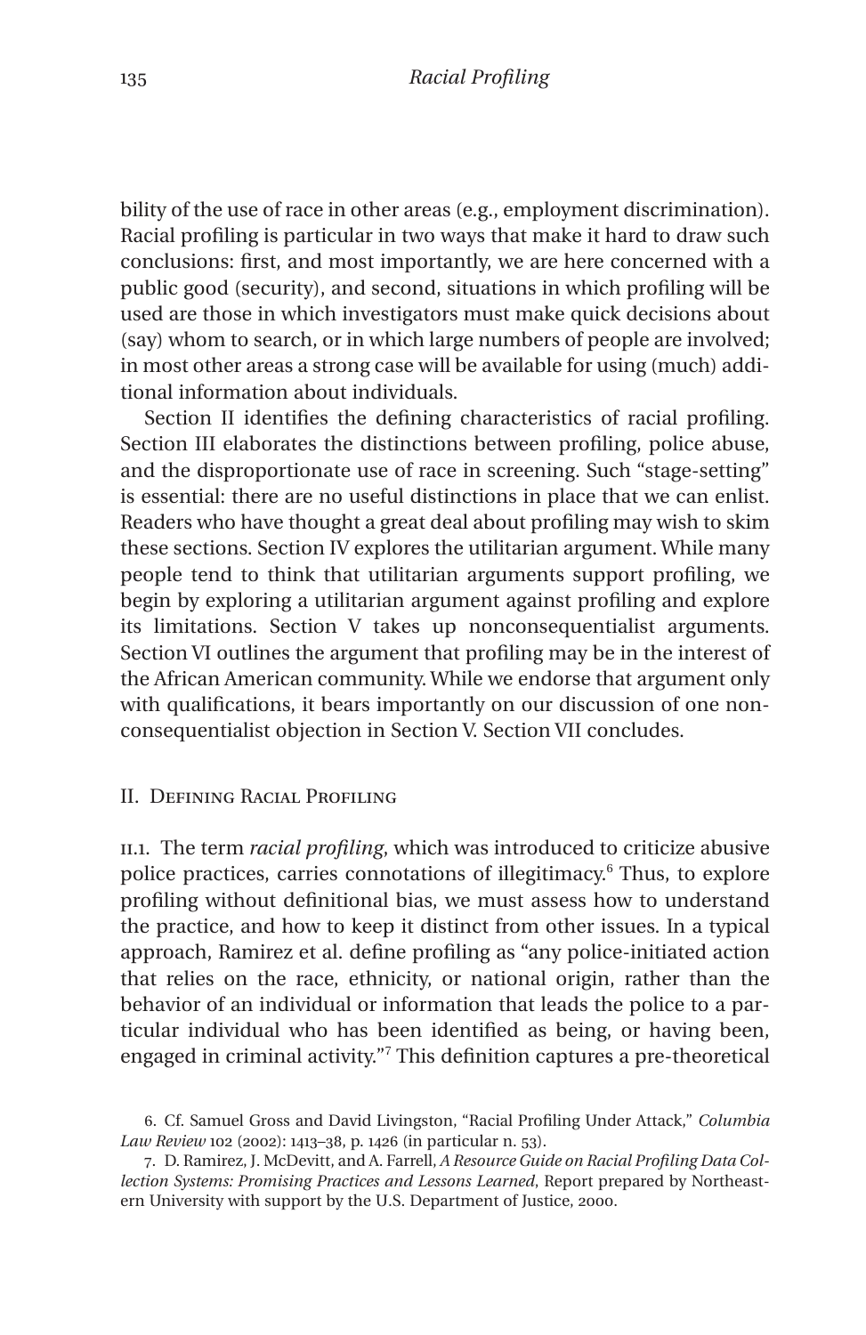bility of the use of race in other areas (e.g., employment discrimination). Racial profiling is particular in two ways that make it hard to draw such conclusions: first, and most importantly, we are here concerned with a public good (security), and second, situations in which profiling will be used are those in which investigators must make quick decisions about (say) whom to search, or in which large numbers of people are involved; in most other areas a strong case will be available for using (much) additional information about individuals.

Section II identifies the defining characteristics of racial profiling. Section III elaborates the distinctions between profiling, police abuse, and the disproportionate use of race in screening. Such "stage-setting" is essential: there are no useful distinctions in place that we can enlist. Readers who have thought a great deal about profiling may wish to skim these sections. Section IV explores the utilitarian argument. While many people tend to think that utilitarian arguments support profiling, we begin by exploring a utilitarian argument against profiling and explore its limitations. Section V takes up nonconsequentialist arguments. Section VI outlines the argument that profiling may be in the interest of the African American community. While we endorse that argument only with qualifications, it bears importantly on our discussion of one nonconsequentialist objection in Section V. Section VII concludes.

## II. Defining Racial Profiling

II.1. The term *racial profiling*, which was introduced to criticize abusive police practices, carries connotations of illegitimacy.[6] Thus, to explore profiling without definitional bias, we must assess how to understand the practice, and how to keep it distinct from other issues. In a typical approach, Ramirez et al. define profiling as "any police-initiated action that relies on the race, ethnicity, or national origin, rather than the behavior of an individual or information that leads the police to a particular individual who has been identified as being, or having been, engaged in criminal activity."[7] This definition captures a pre-theoretical

6. Cf. Samuel Gross and David Livingston, "Racial Profiling Under Attack," *Columbia Law Review* 102 (2002): 1413–38, p. 1426 (in particular n. 53).

7. D. Ramirez, J. McDevitt, and A. Farrell, *A Resource Guide on Racial Profiling Data Collection Systems: Promising Practices and Lessons Learned*, Report prepared by Northeastern University with support by the U.S. Department of Justice, 2000.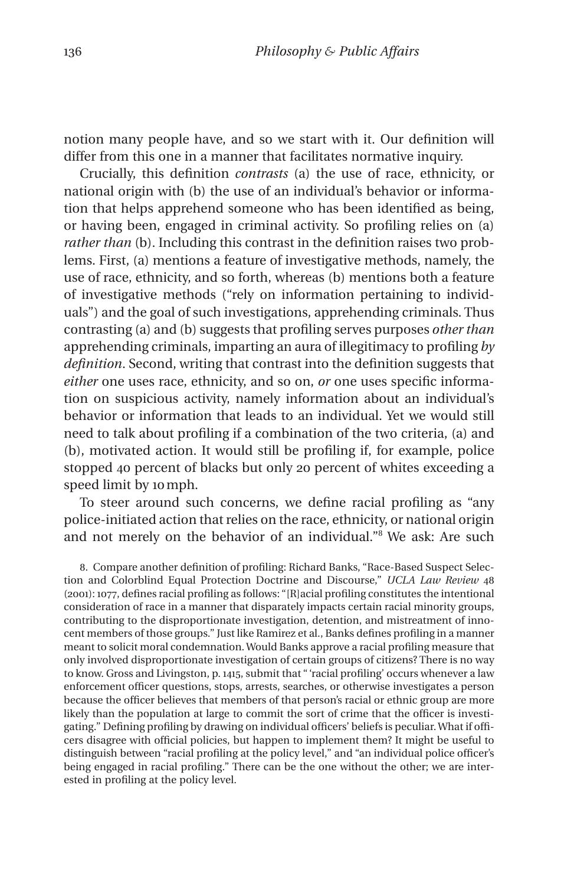notion many people have, and so we start with it. Our definition will differ from this one in a manner that facilitates normative inquiry.

Crucially, this definition *contrasts* (a) the use of race, ethnicity, or national origin with (b) the use of an individual's behavior or information that helps apprehend someone who has been identified as being, or having been, engaged in criminal activity. So profiling relies on (a) *rather than* (b). Including this contrast in the definition raises two problems. First, (a) mentions a feature of investigative methods, namely, the use of race, ethnicity, and so forth, whereas (b) mentions both a feature of investigative methods ("rely on information pertaining to individuals") and the goal of such investigations, apprehending criminals. Thus contrasting (a) and (b) suggests that profiling serves purposes *other than* apprehending criminals, imparting an aura of illegitimacy to profiling *by definition*. Second, writing that contrast into the definition suggests that *either* one uses race, ethnicity, and so on, *or* one uses specific information on suspicious activity, namely information about an individual's behavior or information that leads to an individual. Yet we would still need to talk about profiling if a combination of the two criteria, (a) and (b), motivated action. It would still be profiling if, for example, police stopped 40 percent of blacks but only 20 percent of whites exceeding a speed limit by 10 mph.

To steer around such concerns, we define racial profiling as "any police-initiated action that relies on the race, ethnicity, or national origin and not merely on the behavior of an individual."[8] We ask: Are such

8. Compare another definition of profiling: Richard Banks, "Race-Based Suspect Selection and Colorblind Equal Protection Doctrine and Discourse," *UCLA Law Review* 48 (2001): 1077, defines racial profiling as follows: "[R]acial profiling constitutes the intentional consideration of race in a manner that disparately impacts certain racial minority groups, contributing to the disproportionate investigation, detention, and mistreatment of innocent members of those groups." Just like Ramirez et al., Banks defines profiling in a manner meant to solicit moral condemnation. Would Banks approve a racial profiling measure that only involved disproportionate investigation of certain groups of citizens? There is no way to know. Gross and Livingston, p. 1415, submit that " 'racial profiling' occurs whenever a law enforcement officer questions, stops, arrests, searches, or otherwise investigates a person because the officer believes that members of that person's racial or ethnic group are more likely than the population at large to commit the sort of crime that the officer is investigating." Defining profiling by drawing on individual officers' beliefs is peculiar. What if officers disagree with official policies, but happen to implement them? It might be useful to distinguish between "racial profiling at the policy level," and "an individual police officer's being engaged in racial profiling." There can be the one without the other; we are interested in profiling at the policy level.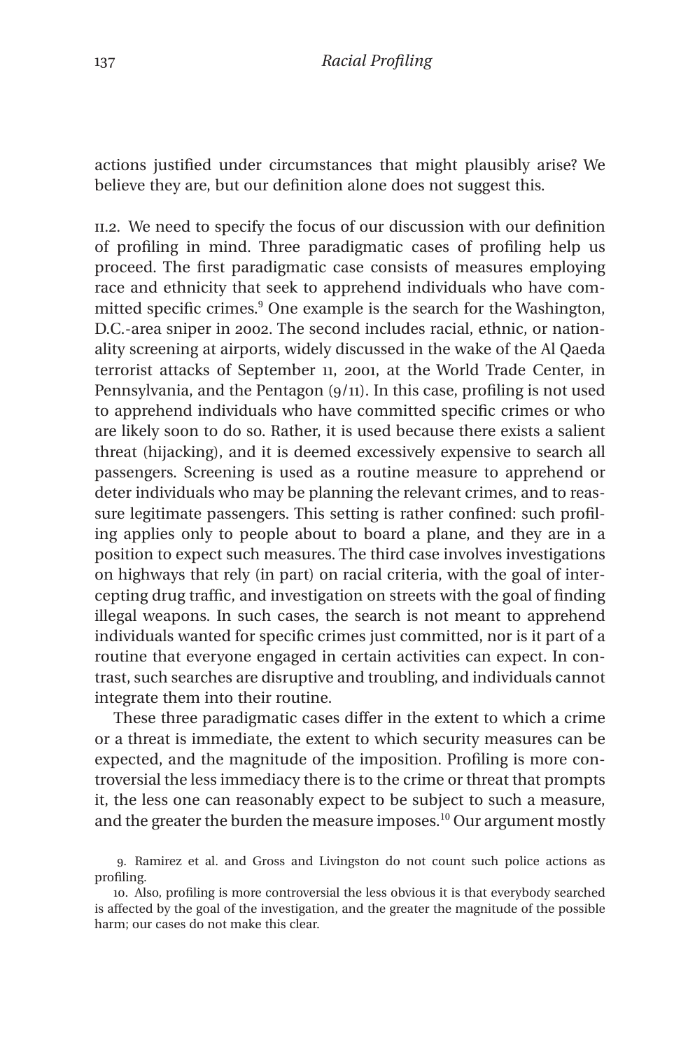actions justified under circumstances that might plausibly arise? We believe they are, but our definition alone does not suggest this.

II.2. We need to specify the focus of our discussion with our definition of profiling in mind. Three paradigmatic cases of profiling help us proceed. The first paradigmatic case consists of measures employing race and ethnicity that seek to apprehend individuals who have committed specific crimes.[9] One example is the search for the Washington, D.C.-area sniper in 2002. The second includes racial, ethnic, or nationality screening at airports, widely discussed in the wake of the Al Qaeda terrorist attacks of September 11, 2001, at the World Trade Center, in Pennsylvania, and the Pentagon (9/11). In this case, profiling is not used to apprehend individuals who have committed specific crimes or who are likely soon to do so. Rather, it is used because there exists a salient threat (hijacking), and it is deemed excessively expensive to search all passengers. Screening is used as a routine measure to apprehend or deter individuals who may be planning the relevant crimes, and to reassure legitimate passengers. This setting is rather confined: such profiling applies only to people about to board a plane, and they are in a position to expect such measures. The third case involves investigations on highways that rely (in part) on racial criteria, with the goal of intercepting drug traffic, and investigation on streets with the goal of finding illegal weapons. In such cases, the search is not meant to apprehend individuals wanted for specific crimes just committed, nor is it part of a routine that everyone engaged in certain activities can expect. In contrast, such searches are disruptive and troubling, and individuals cannot integrate them into their routine.

These three paradigmatic cases differ in the extent to which a crime or a threat is immediate, the extent to which security measures can be expected, and the magnitude of the imposition. Profiling is more controversial the less immediacy there is to the crime or threat that prompts it, the less one can reasonably expect to be subject to such a measure, and the greater the burden the measure imposes.[10] Our argument mostly

9. Ramirez et al. and Gross and Livingston do not count such police actions as profiling.

10. Also, profiling is more controversial the less obvious it is that everybody searched is affected by the goal of the investigation, and the greater the magnitude of the possible harm; our cases do not make this clear.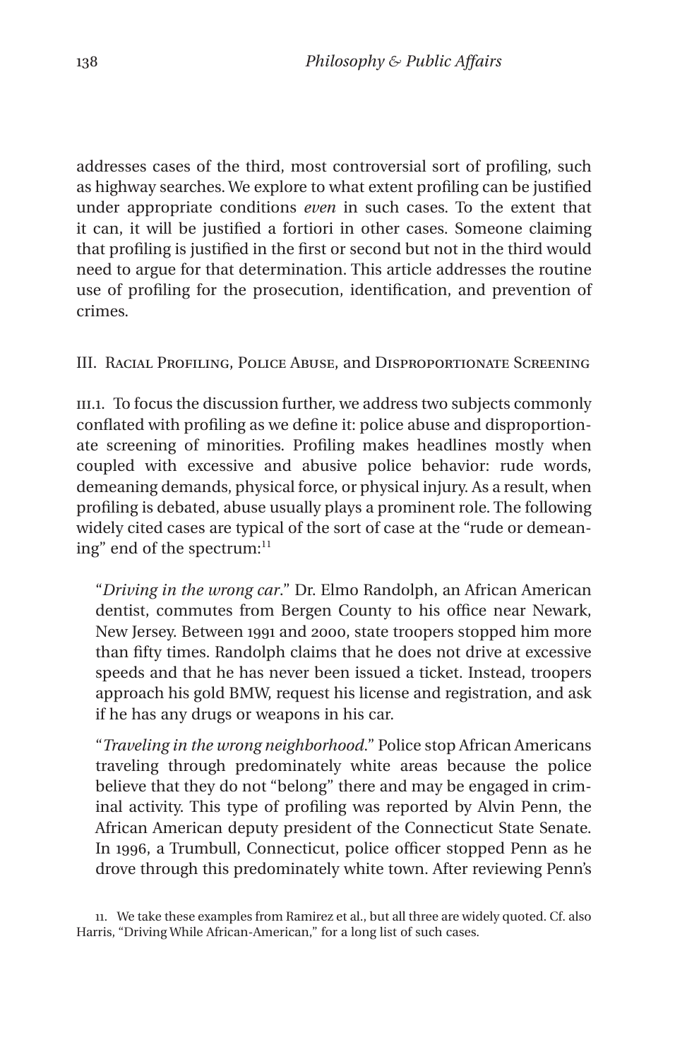addresses cases of the third, most controversial sort of profiling, such as highway searches. We explore to what extent profiling can be justified under appropriate conditions *even* in such cases. To the extent that it can, it will be justified a fortiori in other cases. Someone claiming that profiling is justified in the first or second but not in the third would need to argue for that determination. This article addresses the routine use of profiling for the prosecution, identification, and prevention of crimes.

## III. Racial Profiling, Police Abuse, and Disproportionate Screening

III.1. To focus the discussion further, we address two subjects commonly conflated with profiling as we define it: police abuse and disproportionate screening of minorities. Profiling makes headlines mostly when coupled with excessive and abusive police behavior: rude words, demeaning demands, physical force, or physical injury. As a result, when profiling is debated, abuse usually plays a prominent role. The following widely cited cases are typical of the sort of case at the "rude or demeaning" end of the spectrum:[11]

> "*Driving in the wrong car*." Dr. Elmo Randolph, an African American dentist, commutes from Bergen County to his office near Newark, New Jersey. Between 1991 and 2000, state troopers stopped him more than fifty times. Randolph claims that he does not drive at excessive speeds and that he has never been issued a ticket. Instead, troopers approach his gold BMW, request his license and registration, and ask if he has any drugs or weapons in his car.
>
> "*Traveling in the wrong neighborhood*." Police stop African Americans traveling through predominately white areas because the police believe that they do not "belong" there and may be engaged in criminal activity. This type of profiling was reported by Alvin Penn, the African American deputy president of the Connecticut State Senate. In 1996, a Trumbull, Connecticut, police officer stopped Penn as he drove through this predominately white town. After reviewing Penn's

11. We take these examples from Ramirez et al., but all three are widely quoted. Cf. also Harris, "Driving While African-American," for a long list of such cases.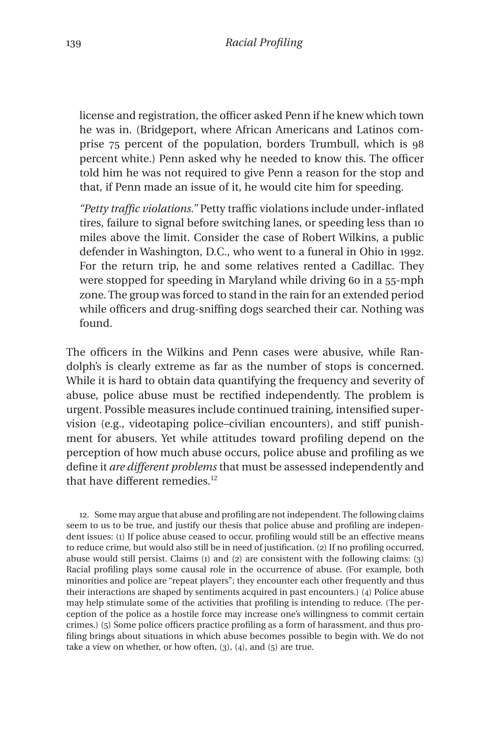license and registration, the officer asked Penn if he knew which town he was in. (Bridgeport, where African Americans and Latinos comprise 75 percent of the population, borders Trumbull, which is 98 percent white.) Penn asked why he needed to know this. The officer told him he was not required to give Penn a reason for the stop and that, if Penn made an issue of it, he would cite him for speeding.

*"Petty traffic violations."* Petty traffic violations include under-inflated tires, failure to signal before switching lanes, or speeding less than 10 miles above the limit. Consider the case of Robert Wilkins, a public defender in Washington, D.C., who went to a funeral in Ohio in 1992. For the return trip, he and some relatives rented a Cadillac. They were stopped for speeding in Maryland while driving 60 in a 55-mph zone. The group was forced to stand in the rain for an extended period while officers and drug-sniffing dogs searched their car. Nothing was found.

The officers in the Wilkins and Penn cases were abusive, while Randolph's is clearly extreme as far as the number of stops is concerned. While it is hard to obtain data quantifying the frequency and severity of abuse, police abuse must be rectified independently. The problem is urgent. Possible measures include continued training, intensified supervision (e.g., videotaping police–civilian encounters), and stiff punishment for abusers. Yet while attitudes toward profiling depend on the perception of how much abuse occurs, police abuse and profiling as we define it *are different problems* that must be assessed independently and that have different remedies.[12]

12. Some may argue that abuse and profiling are not independent. The following claims seem to us to be true, and justify our thesis that police abuse and profiling are independent issues: (1) If police abuse ceased to occur, profiling would still be an effective means to reduce crime, but would also still be in need of justification. (2) If no profiling occurred, abuse would still persist. Claims (1) and (2) are consistent with the following claims: (3) Racial profiling plays some causal role in the occurrence of abuse. (For example, both minorities and police are "repeat players"; they encounter each other frequently and thus their interactions are shaped by sentiments acquired in past encounters.) (4) Police abuse may help stimulate some of the activities that profiling is intending to reduce. (The perception of the police as a hostile force may increase one's willingness to commit certain crimes.) (5) Some police officers practice profiling as a form of harassment, and thus profiling brings about situations in which abuse becomes possible to begin with. We do not take a view on whether, or how often, (3), (4), and (5) are true.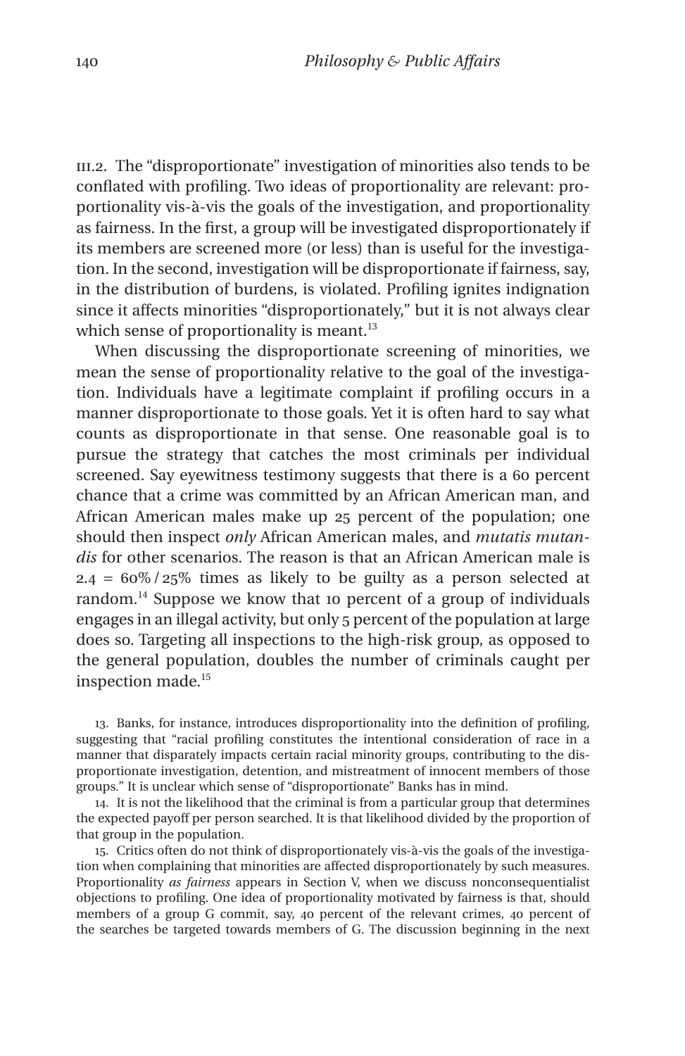III.2. The "disproportionate" investigation of minorities also tends to be conflated with profiling. Two ideas of proportionality are relevant: proportionality vis-à-vis the goals of the investigation, and proportionality as fairness. In the first, a group will be investigated disproportionately if its members are screened more (or less) than is useful for the investigation. In the second, investigation will be disproportionate if fairness, say, in the distribution of burdens, is violated. Profiling ignites indignation since it affects minorities "disproportionately," but it is not always clear which sense of proportionality is meant.[13]

When discussing the disproportionate screening of minorities, we mean the sense of proportionality relative to the goal of the investigation. Individuals have a legitimate complaint if profiling occurs in a manner disproportionate to those goals. Yet it is often hard to say what counts as disproportionate in that sense. One reasonable goal is to pursue the strategy that catches the most criminals per individual screened. Say eyewitness testimony suggests that there is a 60 percent chance that a crime was committed by an African American man, and African American males make up 25 percent of the population; one should then inspect *only* African American males, and *mutatis mutandis* for other scenarios. The reason is that an African American male is $2.4 = 60\% / 25\%$ times as likely to be guilty as a person selected at random.[14] Suppose we know that 10 percent of a group of individuals engages in an illegal activity, but only 5 percent of the population at large does so. Targeting all inspections to the high-risk group, as opposed to the general population, doubles the number of criminals caught per inspection made.[15]

13. Banks, for instance, introduces disproportionality into the definition of profiling, suggesting that "racial profiling constitutes the intentional consideration of race in a manner that disparately impacts certain racial minority groups, contributing to the disproportionate investigation, detention, and mistreatment of innocent members of those groups." It is unclear which sense of "disproportionate" Banks has in mind.

14. It is not the likelihood that the criminal is from a particular group that determines the expected payoff per person searched. It is that likelihood divided by the proportion of that group in the population.

15. Critics often do not think of disproportionately vis-à-vis the goals of the investigation when complaining that minorities are affected disproportionately by such measures. Proportionality *as fairness* appears in Section V, when we discuss nonconsequentialist objections to profiling. One idea of proportionality motivated by fairness is that, should members of a group G commit, say, 40 percent of the relevant crimes, 40 percent of the searches be targeted towards members of G. The discussion beginning in the next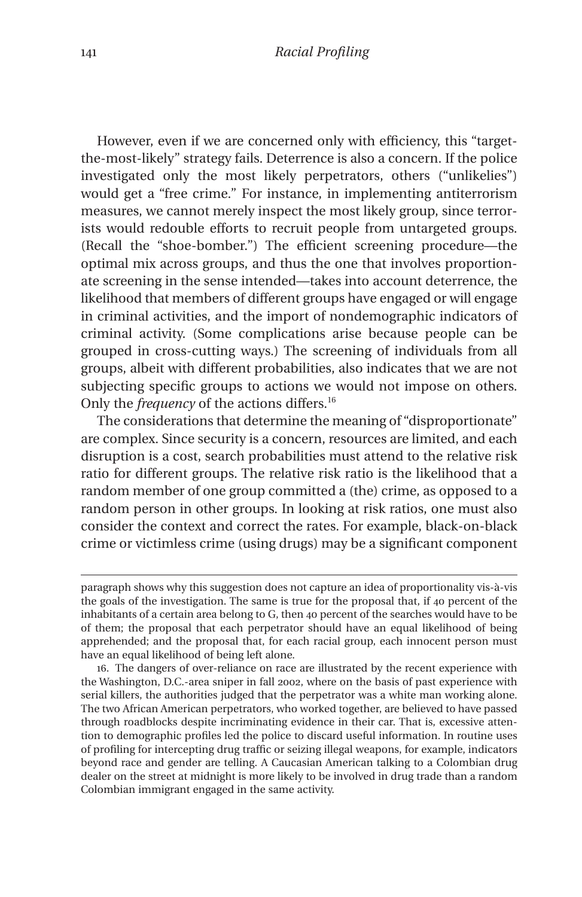However, even if we are concerned only with efficiency, this "target-the-most-likely" strategy fails. Deterrence is also a concern. If the police investigated only the most likely perpetrators, others ("unlikelies") would get a "free crime." For instance, in implementing antiterrorism measures, we cannot merely inspect the most likely group, since terrorists would redouble efforts to recruit people from untargeted groups. (Recall the "shoe-bomber.") The efficient screening procedure—the optimal mix across groups, and thus the one that involves proportionate screening in the sense intended—takes into account deterrence, the likelihood that members of different groups have engaged or will engage in criminal activities, and the import of nondemographic indicators of criminal activity. (Some complications arise because people can be grouped in cross-cutting ways.) The screening of individuals from all groups, albeit with different probabilities, also indicates that we are not subjecting specific groups to actions we would not impose on others. Only the *frequency* of the actions differs.[16]

The considerations that determine the meaning of "disproportionate" are complex. Since security is a concern, resources are limited, and each disruption is a cost, search probabilities must attend to the relative risk ratio for different groups. The relative risk ratio is the likelihood that a random member of one group committed a (the) crime, as opposed to a random person in other groups. In looking at risk ratios, one must also consider the context and correct the rates. For example, black-on-black crime or victimless crime (using drugs) may be a significant component

---

paragraph shows why this suggestion does not capture an idea of proportionality vis-à-vis the goals of the investigation. The same is true for the proposal that, if 40 percent of the inhabitants of a certain area belong to G, then 40 percent of the searches would have to be of them; the proposal that each perpetrator should have an equal likelihood of being apprehended; and the proposal that, for each racial group, each innocent person must have an equal likelihood of being left alone.

16. The dangers of over-reliance on race are illustrated by the recent experience with the Washington, D.C.-area sniper in fall 2002, where on the basis of past experience with serial killers, the authorities judged that the perpetrator was a white man working alone. The two African American perpetrators, who worked together, are believed to have passed through roadblocks despite incriminating evidence in their car. That is, excessive attention to demographic profiles led the police to discard useful information. In routine uses of profiling for intercepting drug traffic or seizing illegal weapons, for example, indicators beyond race and gender are telling. A Caucasian American talking to a Colombian drug dealer on the street at midnight is more likely to be involved in drug trade than a random Colombian immigrant engaged in the same activity.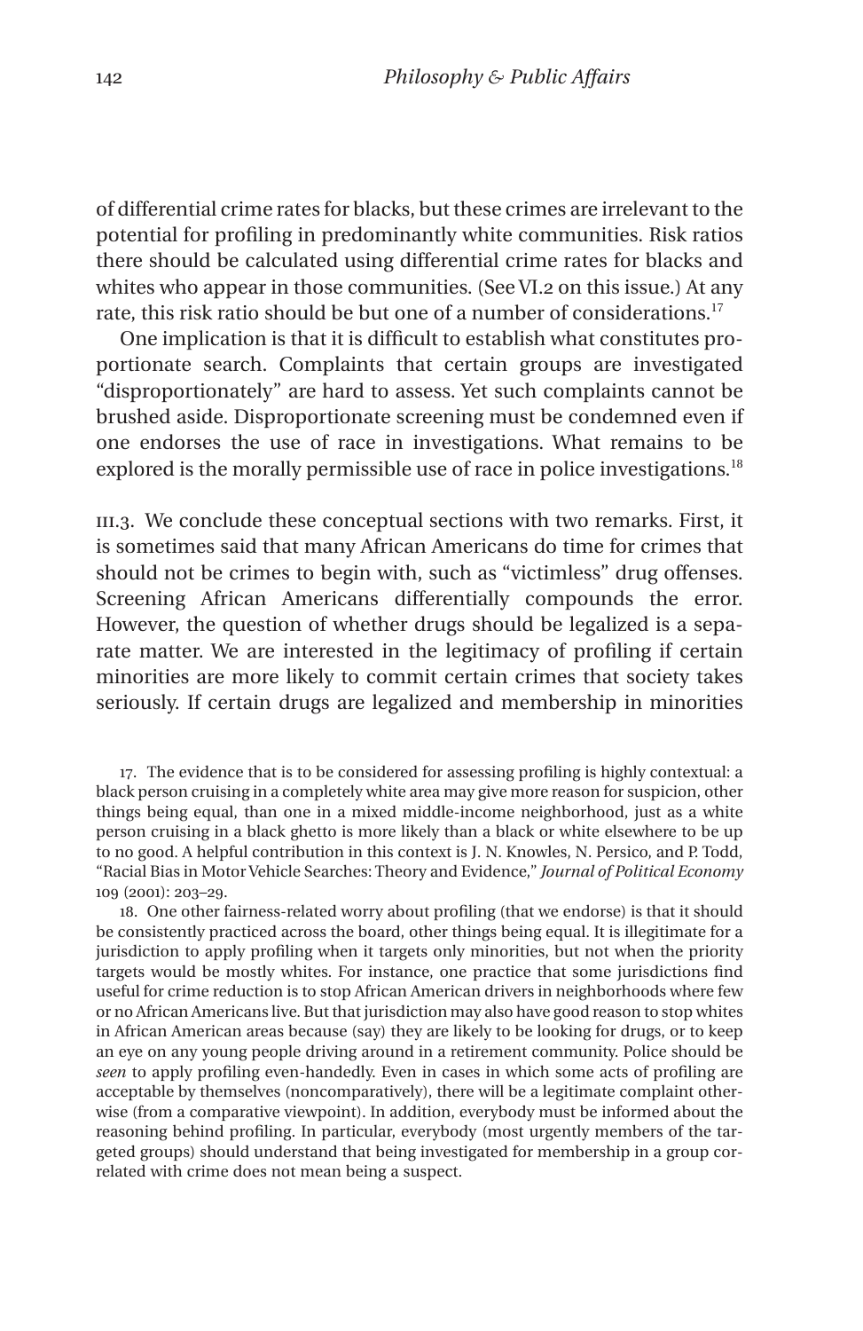of differential crime rates for blacks, but these crimes are irrelevant to the potential for profiling in predominantly white communities. Risk ratios there should be calculated using differential crime rates for blacks and whites who appear in those communities. (See VI.2 on this issue.) At any rate, this risk ratio should be but one of a number of considerations.[17]

One implication is that it is difficult to establish what constitutes proportionate search. Complaints that certain groups are investigated "disproportionately" are hard to assess. Yet such complaints cannot be brushed aside. Disproportionate screening must be condemned even if one endorses the use of race in investigations. What remains to be explored is the morally permissible use of race in police investigations.[18]

III.3. We conclude these conceptual sections with two remarks. First, it is sometimes said that many African Americans do time for crimes that should not be crimes to begin with, such as "victimless" drug offenses. Screening African Americans differentially compounds the error. However, the question of whether drugs should be legalized is a separate matter. We are interested in the legitimacy of profiling if certain minorities are more likely to commit certain crimes that society takes seriously. If certain drugs are legalized and membership in minorities

17. The evidence that is to be considered for assessing profiling is highly contextual: a black person cruising in a completely white area may give more reason for suspicion, other things being equal, than one in a mixed middle-income neighborhood, just as a white person cruising in a black ghetto is more likely than a black or white elsewhere to be up to no good. A helpful contribution in this context is J. N. Knowles, N. Persico, and P. Todd, "Racial Bias in Motor Vehicle Searches: Theory and Evidence," *Journal of Political Economy* 109 (2001): 203–29.

18. One other fairness-related worry about profiling (that we endorse) is that it should be consistently practiced across the board, other things being equal. It is illegitimate for a jurisdiction to apply profiling when it targets only minorities, but not when the priority targets would be mostly whites. For instance, one practice that some jurisdictions find useful for crime reduction is to stop African American drivers in neighborhoods where few or no African Americans live. But that jurisdiction may also have good reason to stop whites in African American areas because (say) they are likely to be looking for drugs, or to keep an eye on any young people driving around in a retirement community. Police should be *seen* to apply profiling even-handedly. Even in cases in which some acts of profiling are acceptable by themselves (noncomparatively), there will be a legitimate complaint otherwise (from a comparative viewpoint). In addition, everybody must be informed about the reasoning behind profiling. In particular, everybody (most urgently members of the targeted groups) should understand that being investigated for membership in a group correlated with crime does not mean being a suspect.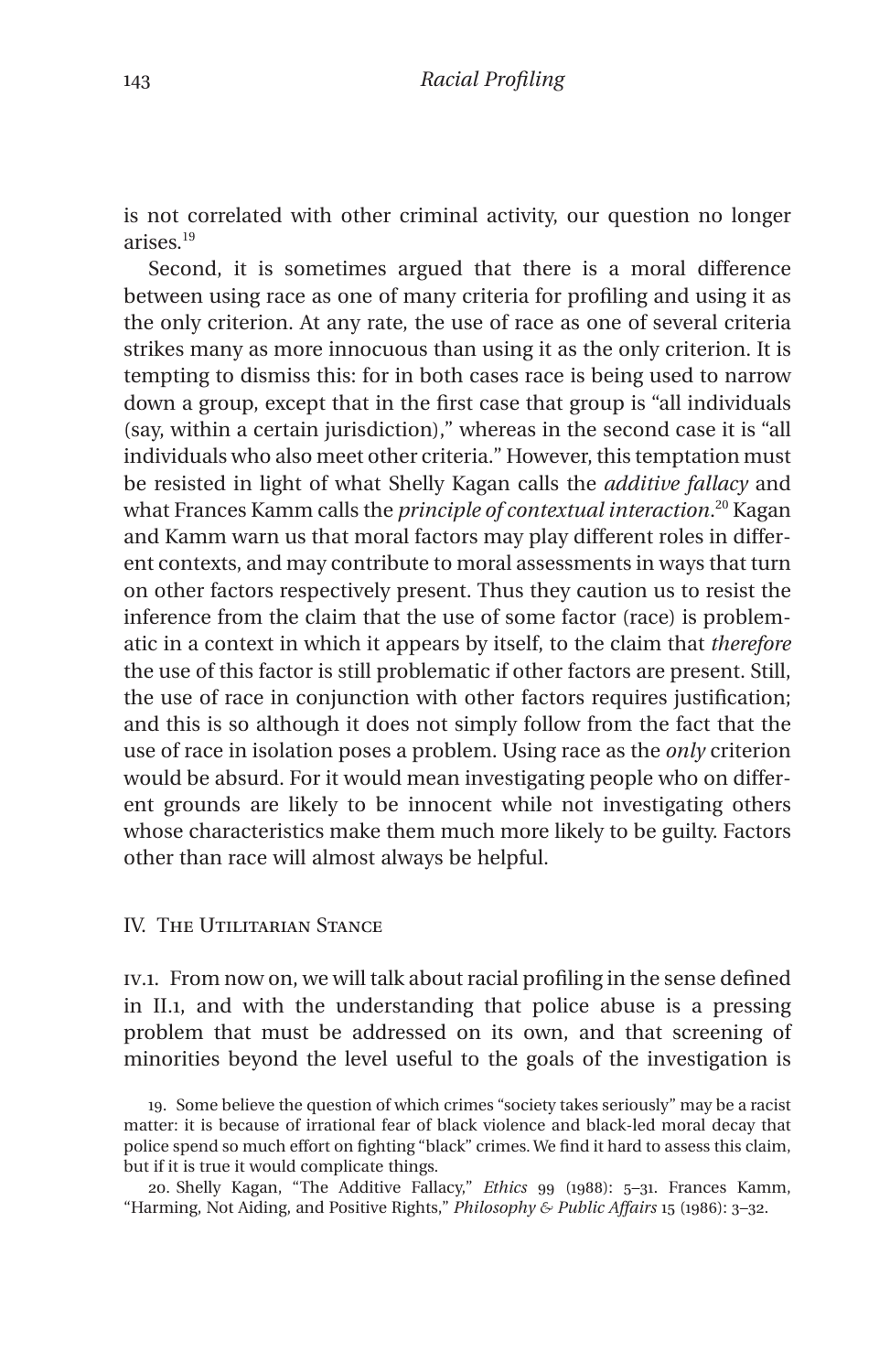is not correlated with other criminal activity, our question no longer arises.[19]

Second, it is sometimes argued that there is a moral difference between using race as one of many criteria for profiling and using it as the only criterion. At any rate, the use of race as one of several criteria strikes many as more innocuous than using it as the only criterion. It is tempting to dismiss this: for in both cases race is being used to narrow down a group, except that in the first case that group is "all individuals (say, within a certain jurisdiction)," whereas in the second case it is "all individuals who also meet other criteria." However, this temptation must be resisted in light of what Shelly Kagan calls the *additive fallacy* and what Frances Kamm calls the *principle of contextual interaction*.[20] Kagan and Kamm warn us that moral factors may play different roles in different contexts, and may contribute to moral assessments in ways that turn on other factors respectively present. Thus they caution us to resist the inference from the claim that the use of some factor (race) is problematic in a context in which it appears by itself, to the claim that *therefore* the use of this factor is still problematic if other factors are present. Still, the use of race in conjunction with other factors requires justification; and this is so although it does not simply follow from the fact that the use of race in isolation poses a problem. Using race as the *only* criterion would be absurd. For it would mean investigating people who on different grounds are likely to be innocent while not investigating others whose characteristics make them much more likely to be guilty. Factors other than race will almost always be helpful.

## IV. The Utilitarian Stance

IV.1. From now on, we will talk about racial profiling in the sense defined in II.1, and with the understanding that police abuse is a pressing problem that must be addressed on its own, and that screening of minorities beyond the level useful to the goals of the investigation is

19. Some believe the question of which crimes "society takes seriously" may be a racist matter: it is because of irrational fear of black violence and black-led moral decay that police spend so much effort on fighting "black" crimes. We find it hard to assess this claim, but if it is true it would complicate things.

20. Shelly Kagan, "The Additive Fallacy," *Ethics* 99 (1988): 5–31. Frances Kamm, "Harming, Not Aiding, and Positive Rights," *Philosophy & Public Affairs* 15 (1986): 3–32.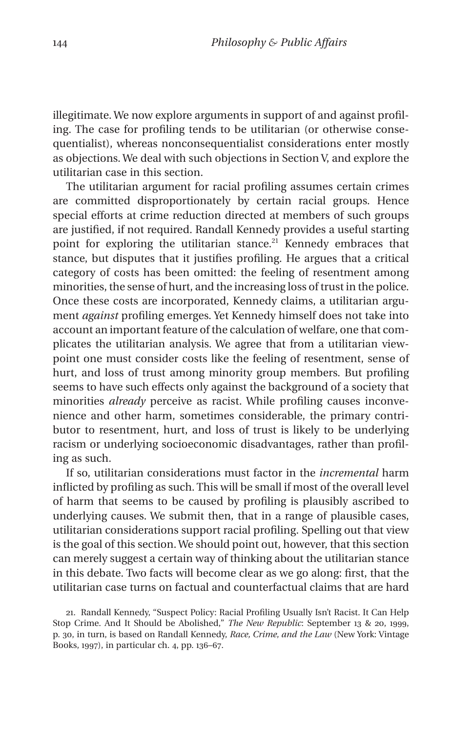illegitimate. We now explore arguments in support of and against profiling. The case for profiling tends to be utilitarian (or otherwise consequentialist), whereas nonconsequentialist considerations enter mostly as objections. We deal with such objections in Section V, and explore the utilitarian case in this section.

The utilitarian argument for racial profiling assumes certain crimes are committed disproportionately by certain racial groups. Hence special efforts at crime reduction directed at members of such groups are justified, if not required. Randall Kennedy provides a useful starting point for exploring the utilitarian stance.[21] Kennedy embraces that stance, but disputes that it justifies profiling. He argues that a critical category of costs has been omitted: the feeling of resentment among minorities, the sense of hurt, and the increasing loss of trust in the police. Once these costs are incorporated, Kennedy claims, a utilitarian argument *against* profiling emerges. Yet Kennedy himself does not take into account an important feature of the calculation of welfare, one that complicates the utilitarian analysis. We agree that from a utilitarian viewpoint one must consider costs like the feeling of resentment, sense of hurt, and loss of trust among minority group members. But profiling seems to have such effects only against the background of a society that minorities *already* perceive as racist. While profiling causes inconvenience and other harm, sometimes considerable, the primary contributor to resentment, hurt, and loss of trust is likely to be underlying racism or underlying socioeconomic disadvantages, rather than profiling as such.

If so, utilitarian considerations must factor in the *incremental* harm inflicted by profiling as such. This will be small if most of the overall level of harm that seems to be caused by profiling is plausibly ascribed to underlying causes. We submit then, that in a range of plausible cases, utilitarian considerations support racial profiling. Spelling out that view is the goal of this section. We should point out, however, that this section can merely suggest a certain way of thinking about the utilitarian stance in this debate. Two facts will become clear as we go along: first, that the utilitarian case turns on factual and counterfactual claims that are hard

21. Randall Kennedy, "Suspect Policy: Racial Profiling Usually Isn't Racist. It Can Help Stop Crime. And It Should be Abolished," *The New Republic*: September 13 & 20, 1999, p. 30, in turn, is based on Randall Kennedy, *Race, Crime, and the Law* (New York: Vintage Books, 1997), in particular ch. 4, pp. 136–67.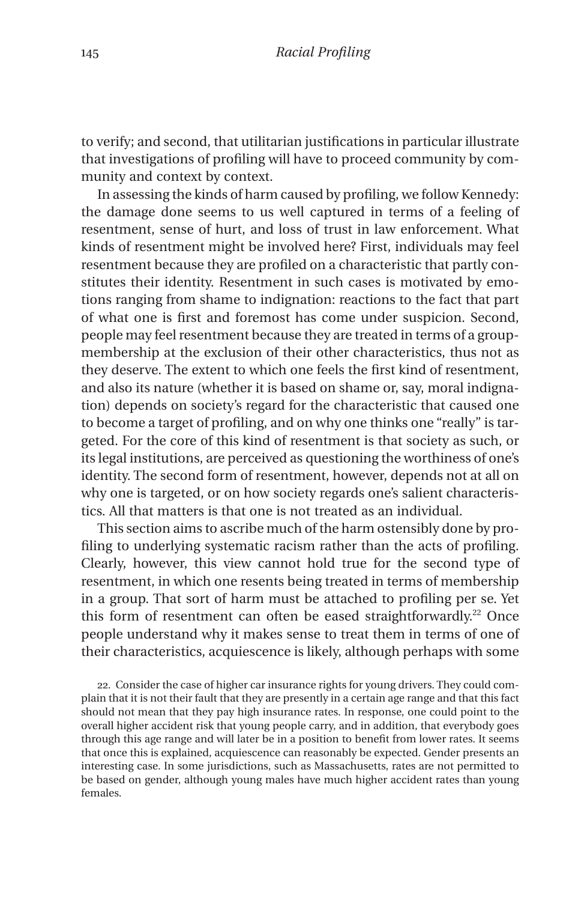to verify; and second, that utilitarian justifications in particular illustrate that investigations of profiling will have to proceed community by community and context by context.

In assessing the kinds of harm caused by profiling, we follow Kennedy: the damage done seems to us well captured in terms of a feeling of resentment, sense of hurt, and loss of trust in law enforcement. What kinds of resentment might be involved here? First, individuals may feel resentment because they are profiled on a characteristic that partly constitutes their identity. Resentment in such cases is motivated by emotions ranging from shame to indignation: reactions to the fact that part of what one is first and foremost has come under suspicion. Second, people may feel resentment because they are treated in terms of a group-membership at the exclusion of their other characteristics, thus not as they deserve. The extent to which one feels the first kind of resentment, and also its nature (whether it is based on shame or, say, moral indignation) depends on society's regard for the characteristic that caused one to become a target of profiling, and on why one thinks one "really" is targeted. For the core of this kind of resentment is that society as such, or its legal institutions, are perceived as questioning the worthiness of one's identity. The second form of resentment, however, depends not at all on why one is targeted, or on how society regards one's salient characteristics. All that matters is that one is not treated as an individual.

This section aims to ascribe much of the harm ostensibly done by profiling to underlying systematic racism rather than the acts of profiling. Clearly, however, this view cannot hold true for the second type of resentment, in which one resents being treated in terms of membership in a group. That sort of harm must be attached to profiling per se. Yet this form of resentment can often be eased straightforwardly.[22] Once people understand why it makes sense to treat them in terms of one of their characteristics, acquiescence is likely, although perhaps with some

22. Consider the case of higher car insurance rights for young drivers. They could complain that it is not their fault that they are presently in a certain age range and that this fact should not mean that they pay high insurance rates. In response, one could point to the overall higher accident risk that young people carry, and in addition, that everybody goes through this age range and will later be in a position to benefit from lower rates. It seems that once this is explained, acquiescence can reasonably be expected. Gender presents an interesting case. In some jurisdictions, such as Massachusetts, rates are not permitted to be based on gender, although young males have much higher accident rates than young females.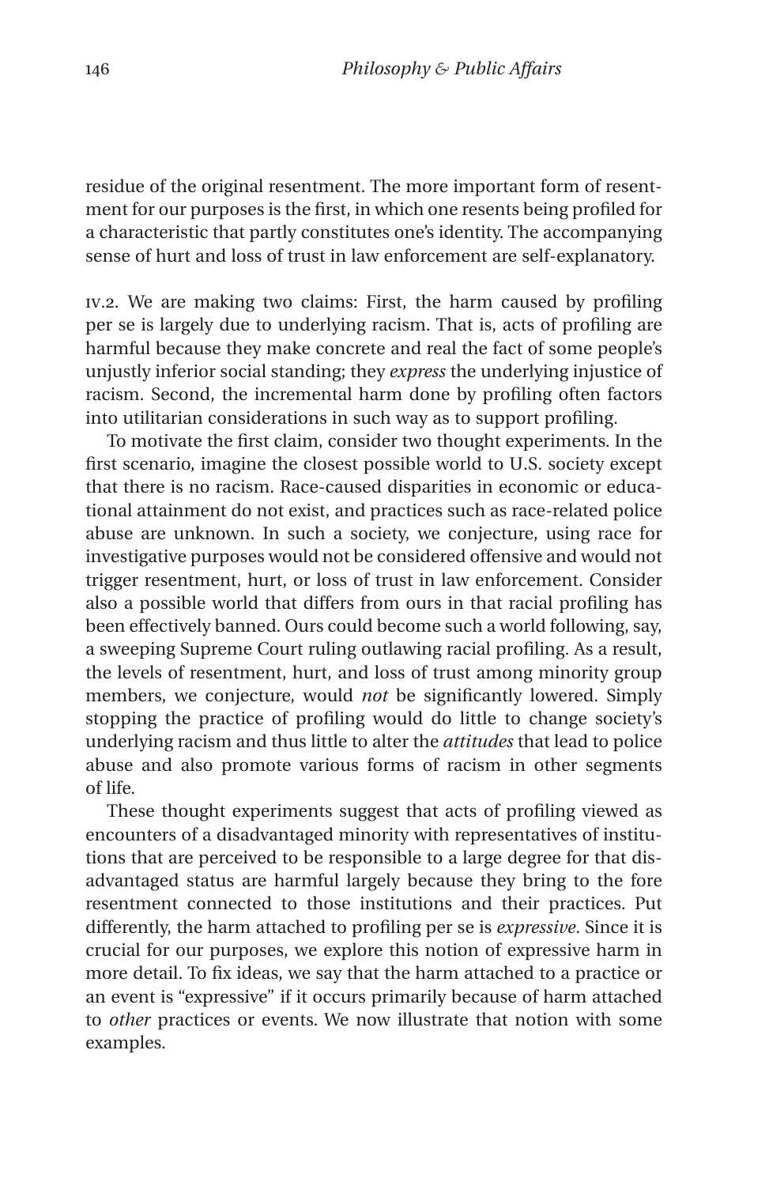residue of the original resentment. The more important form of resentment for our purposes is the first, in which one resents being profiled for a characteristic that partly constitutes one's identity. The accompanying sense of hurt and loss of trust in law enforcement are self-explanatory.

IV.2. We are making two claims: First, the harm caused by profiling per se is largely due to underlying racism. That is, acts of profiling are harmful because they make concrete and real the fact of some people's unjustly inferior social standing; they *express* the underlying injustice of racism. Second, the incremental harm done by profiling often factors into utilitarian considerations in such way as to support profiling.

To motivate the first claim, consider two thought experiments. In the first scenario, imagine the closest possible world to U.S. society except that there is no racism. Race-caused disparities in economic or educational attainment do not exist, and practices such as race-related police abuse are unknown. In such a society, we conjecture, using race for investigative purposes would not be considered offensive and would not trigger resentment, hurt, or loss of trust in law enforcement. Consider also a possible world that differs from ours in that racial profiling has been effectively banned. Ours could become such a world following, say, a sweeping Supreme Court ruling outlawing racial profiling. As a result, the levels of resentment, hurt, and loss of trust among minority group members, we conjecture, would *not* be significantly lowered. Simply stopping the practice of profiling would do little to change society's underlying racism and thus little to alter the *attitudes* that lead to police abuse and also promote various forms of racism in other segments of life.

These thought experiments suggest that acts of profiling viewed as encounters of a disadvantaged minority with representatives of institutions that are perceived to be responsible to a large degree for that disadvantaged status are harmful largely because they bring to the fore resentment connected to those institutions and their practices. Put differently, the harm attached to profiling per se is *expressive*. Since it is crucial for our purposes, we explore this notion of expressive harm in more detail. To fix ideas, we say that the harm attached to a practice or an event is "expressive" if it occurs primarily because of harm attached to *other* practices or events. We now illustrate that notion with some examples.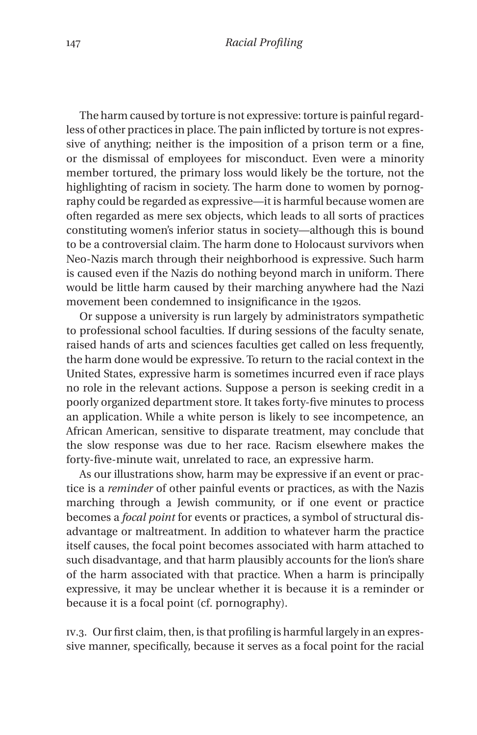The harm caused by torture is not expressive: torture is painful regardless of other practices in place. The pain inflicted by torture is not expressive of anything; neither is the imposition of a prison term or a fine, or the dismissal of employees for misconduct. Even were a minority member tortured, the primary loss would likely be the torture, not the highlighting of racism in society. The harm done to women by pornography could be regarded as expressive—it is harmful because women are often regarded as mere sex objects, which leads to all sorts of practices constituting women's inferior status in society—although this is bound to be a controversial claim. The harm done to Holocaust survivors when Neo-Nazis march through their neighborhood is expressive. Such harm is caused even if the Nazis do nothing beyond march in uniform. There would be little harm caused by their marching anywhere had the Nazi movement been condemned to insignificance in the 1920s.

Or suppose a university is run largely by administrators sympathetic to professional school faculties. If during sessions of the faculty senate, raised hands of arts and sciences faculties get called on less frequently, the harm done would be expressive. To return to the racial context in the United States, expressive harm is sometimes incurred even if race plays no role in the relevant actions. Suppose a person is seeking credit in a poorly organized department store. It takes forty-five minutes to process an application. While a white person is likely to see incompetence, an African American, sensitive to disparate treatment, may conclude that the slow response was due to her race. Racism elsewhere makes the forty-five-minute wait, unrelated to race, an expressive harm.

As our illustrations show, harm may be expressive if an event or practice is a *reminder* of other painful events or practices, as with the Nazis marching through a Jewish community, or if one event or practice becomes a *focal point* for events or practices, a symbol of structural disadvantage or maltreatment. In addition to whatever harm the practice itself causes, the focal point becomes associated with harm attached to such disadvantage, and that harm plausibly accounts for the lion's share of the harm associated with that practice. When a harm is principally expressive, it may be unclear whether it is because it is a reminder or because it is a focal point (cf. pornography).

IV.3. Our first claim, then, is that profiling is harmful largely in an expressive manner, specifically, because it serves as a focal point for the racial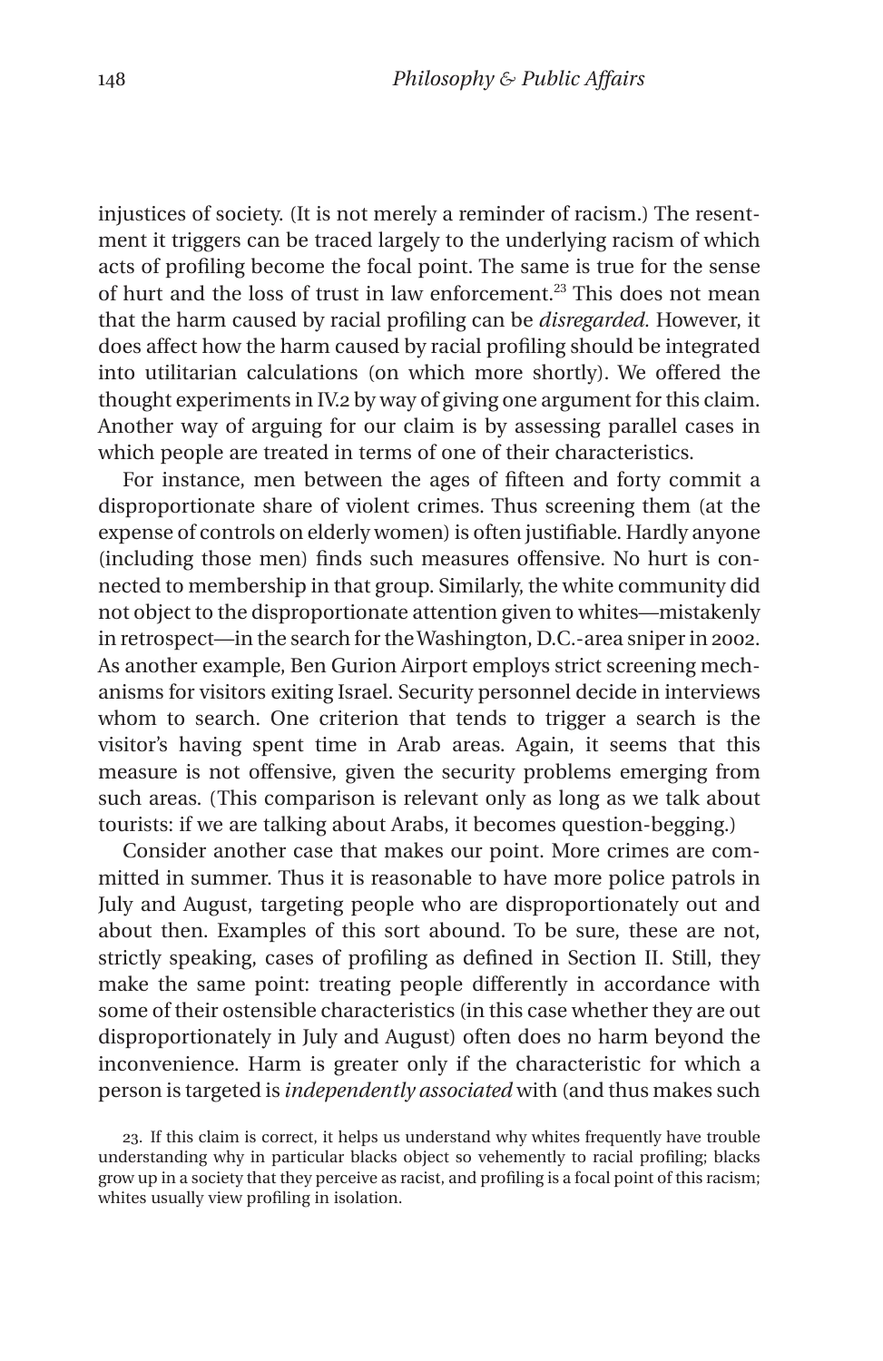injustices of society. (It is not merely a reminder of racism.) The resentment it triggers can be traced largely to the underlying racism of which acts of profiling become the focal point. The same is true for the sense of hurt and the loss of trust in law enforcement.[23] This does not mean that the harm caused by racial profiling can be *disregarded*. However, it does affect how the harm caused by racial profiling should be integrated into utilitarian calculations (on which more shortly). We offered the thought experiments in IV.2 by way of giving one argument for this claim. Another way of arguing for our claim is by assessing parallel cases in which people are treated in terms of one of their characteristics.

For instance, men between the ages of fifteen and forty commit a disproportionate share of violent crimes. Thus screening them (at the expense of controls on elderly women) is often justifiable. Hardly anyone (including those men) finds such measures offensive. No hurt is connected to membership in that group. Similarly, the white community did not object to the disproportionate attention given to whites—mistakenly in retrospect—in the search for the Washington, D.C.-area sniper in 2002. As another example, Ben Gurion Airport employs strict screening mechanisms for visitors exiting Israel. Security personnel decide in interviews whom to search. One criterion that tends to trigger a search is the visitor's having spent time in Arab areas. Again, it seems that this measure is not offensive, given the security problems emerging from such areas. (This comparison is relevant only as long as we talk about tourists: if we are talking about Arabs, it becomes question-begging.)

Consider another case that makes our point. More crimes are committed in summer. Thus it is reasonable to have more police patrols in July and August, targeting people who are disproportionately out and about then. Examples of this sort abound. To be sure, these are not, strictly speaking, cases of profiling as defined in Section II. Still, they make the same point: treating people differently in accordance with some of their ostensible characteristics (in this case whether they are out disproportionately in July and August) often does no harm beyond the inconvenience. Harm is greater only if the characteristic for which a person is targeted is *independently associated* with (and thus makes such

23. If this claim is correct, it helps us understand why whites frequently have trouble understanding why in particular blacks object so vehemently to racial profiling; blacks grow up in a society that they perceive as racist, and profiling is a focal point of this racism; whites usually view profiling in isolation.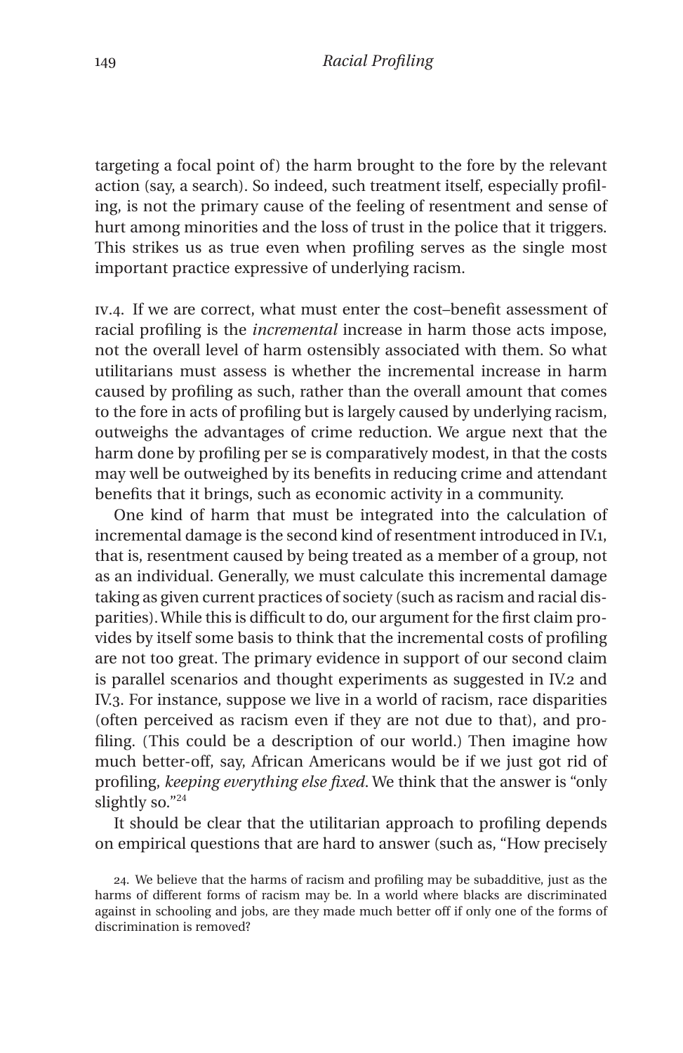targeting a focal point of) the harm brought to the fore by the relevant action (say, a search). So indeed, such treatment itself, especially profiling, is not the primary cause of the feeling of resentment and sense of hurt among minorities and the loss of trust in the police that it triggers. This strikes us as true even when profiling serves as the single most important practice expressive of underlying racism.

IV.4. If we are correct, what must enter the cost–benefit assessment of racial profiling is the *incremental* increase in harm those acts impose, not the overall level of harm ostensibly associated with them. So what utilitarians must assess is whether the incremental increase in harm caused by profiling as such, rather than the overall amount that comes to the fore in acts of profiling but is largely caused by underlying racism, outweighs the advantages of crime reduction. We argue next that the harm done by profiling per se is comparatively modest, in that the costs may well be outweighed by its benefits in reducing crime and attendant benefits that it brings, such as economic activity in a community.

One kind of harm that must be integrated into the calculation of incremental damage is the second kind of resentment introduced in IV.1, that is, resentment caused by being treated as a member of a group, not as an individual. Generally, we must calculate this incremental damage taking as given current practices of society (such as racism and racial disparities). While this is difficult to do, our argument for the first claim provides by itself some basis to think that the incremental costs of profiling are not too great. The primary evidence in support of our second claim is parallel scenarios and thought experiments as suggested in IV.2 and IV.3. For instance, suppose we live in a world of racism, race disparities (often perceived as racism even if they are not due to that), and profiling. (This could be a description of our world.) Then imagine how much better-off, say, African Americans would be if we just got rid of profiling, *keeping everything else fixed*. We think that the answer is "only slightly so."[24]

It should be clear that the utilitarian approach to profiling depends on empirical questions that are hard to answer (such as, "How precisely

24. We believe that the harms of racism and profiling may be subadditive, just as the harms of different forms of racism may be. In a world where blacks are discriminated against in schooling and jobs, are they made much better off if only one of the forms of discrimination is removed?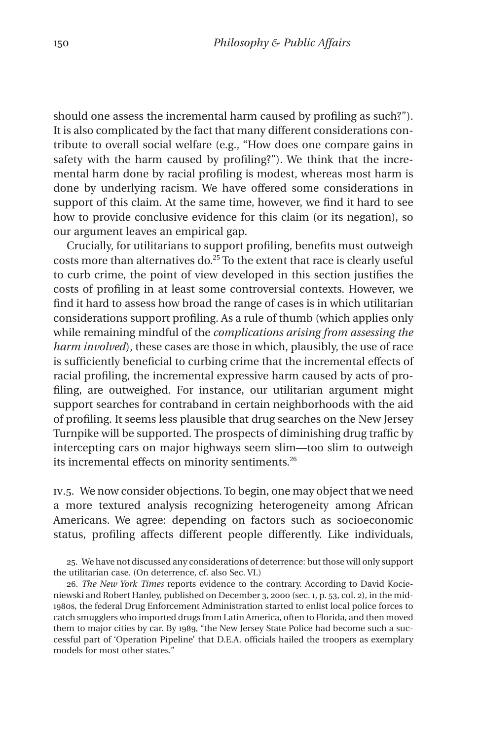should one assess the incremental harm caused by profiling as such?"). It is also complicated by the fact that many different considerations contribute to overall social welfare (e.g., "How does one compare gains in safety with the harm caused by profiling?"). We think that the incremental harm done by racial profiling is modest, whereas most harm is done by underlying racism. We have offered some considerations in support of this claim. At the same time, however, we find it hard to see how to provide conclusive evidence for this claim (or its negation), so our argument leaves an empirical gap.

Crucially, for utilitarians to support profiling, benefits must outweigh costs more than alternatives do.[25] To the extent that race is clearly useful to curb crime, the point of view developed in this section justifies the costs of profiling in at least some controversial contexts. However, we find it hard to assess how broad the range of cases is in which utilitarian considerations support profiling. As a rule of thumb (which applies only while remaining mindful of the *complications arising from assessing the harm involved*), these cases are those in which, plausibly, the use of race is sufficiently beneficial to curbing crime that the incremental effects of racial profiling, the incremental expressive harm caused by acts of profiling, are outweighed. For instance, our utilitarian argument might support searches for contraband in certain neighborhoods with the aid of profiling. It seems less plausible that drug searches on the New Jersey Turnpike will be supported. The prospects of diminishing drug traffic by intercepting cars on major highways seem slim—too slim to outweigh its incremental effects on minority sentiments.[26]

IV.5. We now consider objections. To begin, one may object that we need a more textured analysis recognizing heterogeneity among African Americans. We agree: depending on factors such as socioeconomic status, profiling affects different people differently. Like individuals,

25. We have not discussed any considerations of deterrence: but those will only support the utilitarian case. (On deterrence, cf. also Sec. VI.)

26. *The New York Times* reports evidence to the contrary. According to David Kocieniewski and Robert Hanley, published on December 3, 2000 (sec. 1, p. 53, col. 2), in the mid-1980s, the federal Drug Enforcement Administration started to enlist local police forces to catch smugglers who imported drugs from Latin America, often to Florida, and then moved them to major cities by car. By 1989, "the New Jersey State Police had become such a successful part of 'Operation Pipeline' that D.E.A. officials hailed the troopers as exemplary models for most other states."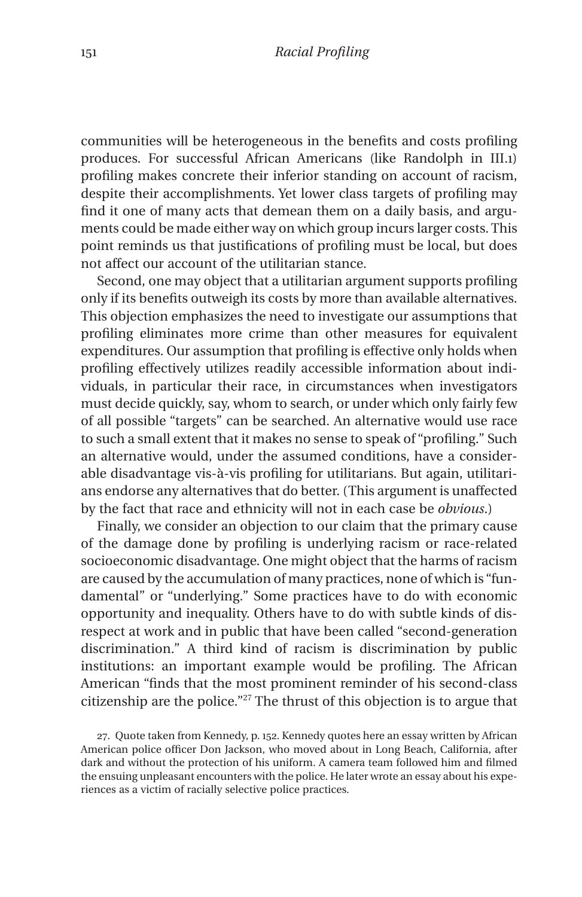communities will be heterogeneous in the benefits and costs profiling produces. For successful African Americans (like Randolph in III.1) profiling makes concrete their inferior standing on account of racism, despite their accomplishments. Yet lower class targets of profiling may find it one of many acts that demean them on a daily basis, and arguments could be made either way on which group incurs larger costs. This point reminds us that justifications of profiling must be local, but does not affect our account of the utilitarian stance.

Second, one may object that a utilitarian argument supports profiling only if its benefits outweigh its costs by more than available alternatives. This objection emphasizes the need to investigate our assumptions that profiling eliminates more crime than other measures for equivalent expenditures. Our assumption that profiling is effective only holds when profiling effectively utilizes readily accessible information about individuals, in particular their race, in circumstances when investigators must decide quickly, say, whom to search, or under which only fairly few of all possible "targets" can be searched. An alternative would use race to such a small extent that it makes no sense to speak of "profiling." Such an alternative would, under the assumed conditions, have a considerable disadvantage vis-à-vis profiling for utilitarians. But again, utilitarians endorse any alternatives that do better. (This argument is unaffected by the fact that race and ethnicity will not in each case be *obvious*.)

Finally, we consider an objection to our claim that the primary cause of the damage done by profiling is underlying racism or race-related socioeconomic disadvantage. One might object that the harms of racism are caused by the accumulation of many practices, none of which is "fundamental" or "underlying." Some practices have to do with economic opportunity and inequality. Others have to do with subtle kinds of disrespect at work and in public that have been called "second-generation discrimination." A third kind of racism is discrimination by public institutions: an important example would be profiling. The African American "finds that the most prominent reminder of his second-class citizenship are the police."[27] The thrust of this objection is to argue that

27. Quote taken from Kennedy, p. 152. Kennedy quotes here an essay written by African American police officer Don Jackson, who moved about in Long Beach, California, after dark and without the protection of his uniform. A camera team followed him and filmed the ensuing unpleasant encounters with the police. He later wrote an essay about his experiences as a victim of racially selective police practices.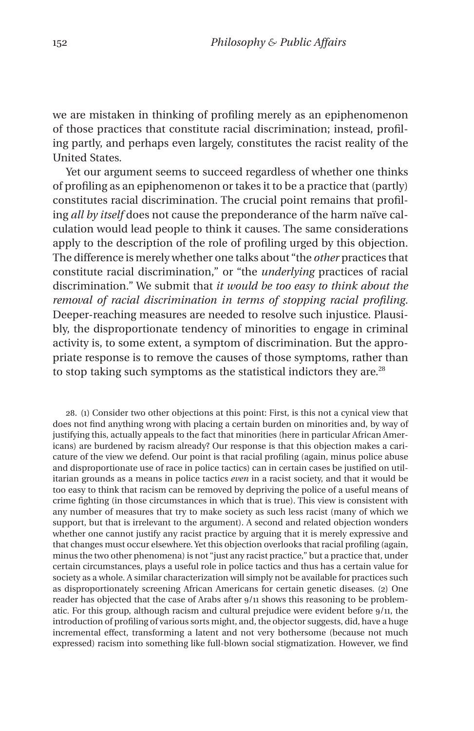we are mistaken in thinking of profiling merely as an epiphenomenon of those practices that constitute racial discrimination; instead, profiling partly, and perhaps even largely, constitutes the racist reality of the United States.

Yet our argument seems to succeed regardless of whether one thinks of profiling as an epiphenomenon or takes it to be a practice that (partly) constitutes racial discrimination. The crucial point remains that profiling *all by itself* does not cause the preponderance of the harm naïve calculation would lead people to think it causes. The same considerations apply to the description of the role of profiling urged by this objection. The difference is merely whether one talks about "the *other* practices that constitute racial discrimination," or "the *underlying* practices of racial discrimination." We submit that *it would be too easy to think about the removal of racial discrimination in terms of stopping racial profiling.* Deeper-reaching measures are needed to resolve such injustice. Plausibly, the disproportionate tendency of minorities to engage in criminal activity is, to some extent, a symptom of discrimination. But the appropriate response is to remove the causes of those symptoms, rather than to stop taking such symptoms as the statistical indictors they are.[28]

28. (1) Consider two other objections at this point: First, is this not a cynical view that does not find anything wrong with placing a certain burden on minorities and, by way of justifying this, actually appeals to the fact that minorities (here in particular African Americans) are burdened by racism already? Our response is that this objection makes a caricature of the view we defend. Our point is that racial profiling (again, minus police abuse and disproportionate use of race in police tactics) can in certain cases be justified on utilitarian grounds as a means in police tactics *even* in a racist society, and that it would be too easy to think that racism can be removed by depriving the police of a useful means of crime fighting (in those circumstances in which that is true). This view is consistent with any number of measures that try to make society as such less racist (many of which we support, but that is irrelevant to the argument). A second and related objection wonders whether one cannot justify any racist practice by arguing that it is merely expressive and that changes must occur elsewhere. Yet this objection overlooks that racial profiling (again, minus the two other phenomena) is not "just any racist practice," but a practice that, under certain circumstances, plays a useful role in police tactics and thus has a certain value for society as a whole. A similar characterization will simply not be available for practices such as disproportionately screening African Americans for certain genetic diseases. (2) One reader has objected that the case of Arabs after 9/11 shows this reasoning to be problematic. For this group, although racism and cultural prejudice were evident before 9/11, the introduction of profiling of various sorts might, and, the objector suggests, did, have a huge incremental effect, transforming a latent and not very bothersome (because not much expressed) racism into something like full-blown social stigmatization. However, we find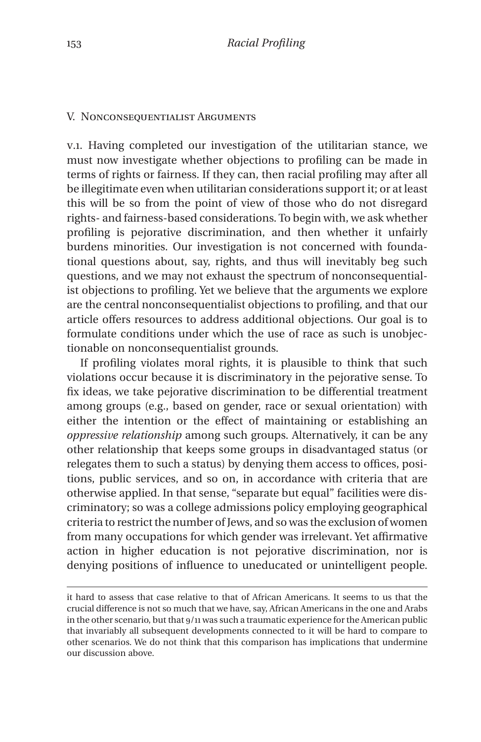## V. Nonconsequentialist Arguments

v.1. Having completed our investigation of the utilitarian stance, we must now investigate whether objections to profiling can be made in terms of rights or fairness. If they can, then racial profiling may after all be illegitimate even when utilitarian considerations support it; or at least this will be so from the point of view of those who do not disregard rights- and fairness-based considerations. To begin with, we ask whether profiling is pejorative discrimination, and then whether it unfairly burdens minorities. Our investigation is not concerned with foundational questions about, say, rights, and thus will inevitably beg such questions, and we may not exhaust the spectrum of nonconsequentialist objections to profiling. Yet we believe that the arguments we explore are the central nonconsequentialist objections to profiling, and that our article offers resources to address additional objections. Our goal is to formulate conditions under which the use of race as such is unobjectionable on nonconsequentialist grounds.

If profiling violates moral rights, it is plausible to think that such violations occur because it is discriminatory in the pejorative sense. To fix ideas, we take pejorative discrimination to be differential treatment among groups (e.g., based on gender, race or sexual orientation) with either the intention or the effect of maintaining or establishing an *oppressive relationship* among such groups. Alternatively, it can be any other relationship that keeps some groups in disadvantaged status (or relegates them to such a status) by denying them access to offices, positions, public services, and so on, in accordance with criteria that are otherwise applied. In that sense, "separate but equal" facilities were discriminatory; so was a college admissions policy employing geographical criteria to restrict the number of Jews, and so was the exclusion of women from many occupations for which gender was irrelevant. Yet affirmative action in higher education is not pejorative discrimination, nor is denying positions of influence to uneducated or unintelligent people.

---

it hard to assess that case relative to that of African Americans. It seems to us that the crucial difference is not so much that we have, say, African Americans in the one and Arabs in the other scenario, but that 9/11 was such a traumatic experience for the American public that invariably all subsequent developments connected to it will be hard to compare to other scenarios. We do not think that this comparison has implications that undermine our discussion above.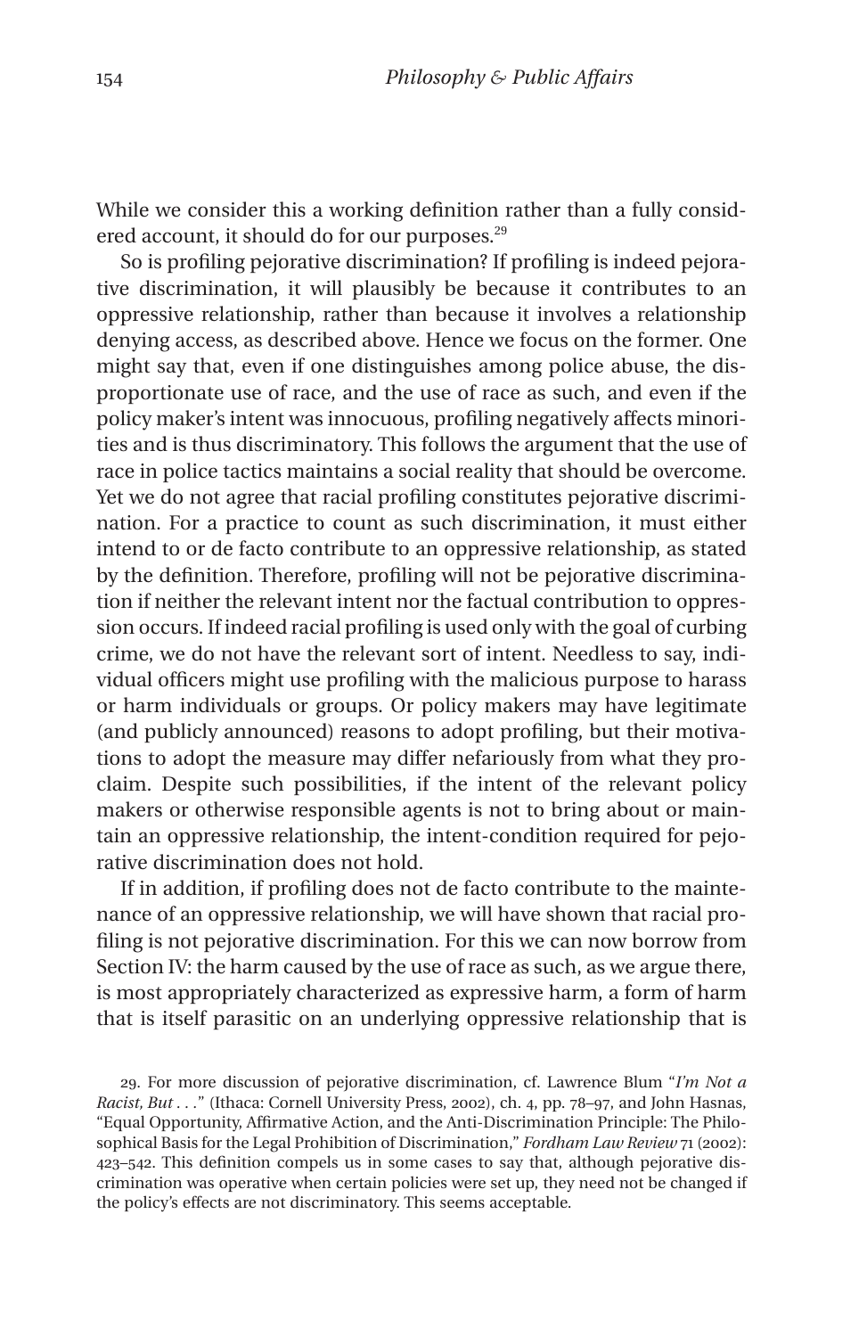While we consider this a working definition rather than a fully considered account, it should do for our purposes.[29]

So is profiling pejorative discrimination? If profiling is indeed pejorative discrimination, it will plausibly be because it contributes to an oppressive relationship, rather than because it involves a relationship denying access, as described above. Hence we focus on the former. One might say that, even if one distinguishes among police abuse, the disproportionate use of race, and the use of race as such, and even if the policy maker's intent was innocuous, profiling negatively affects minorities and is thus discriminatory. This follows the argument that the use of race in police tactics maintains a social reality that should be overcome. Yet we do not agree that racial profiling constitutes pejorative discrimination. For a practice to count as such discrimination, it must either intend to or de facto contribute to an oppressive relationship, as stated by the definition. Therefore, profiling will not be pejorative discrimination if neither the relevant intent nor the factual contribution to oppression occurs. If indeed racial profiling is used only with the goal of curbing crime, we do not have the relevant sort of intent. Needless to say, individual officers might use profiling with the malicious purpose to harass or harm individuals or groups. Or policy makers may have legitimate (and publicly announced) reasons to adopt profiling, but their motivations to adopt the measure may differ nefariously from what they proclaim. Despite such possibilities, if the intent of the relevant policy makers or otherwise responsible agents is not to bring about or maintain an oppressive relationship, the intent-condition required for pejorative discrimination does not hold.

If in addition, if profiling does not de facto contribute to the maintenance of an oppressive relationship, we will have shown that racial profiling is not pejorative discrimination. For this we can now borrow from Section IV: the harm caused by the use of race as such, as we argue there, is most appropriately characterized as expressive harm, a form of harm that is itself parasitic on an underlying oppressive relationship that is

29. For more discussion of pejorative discrimination, cf. Lawrence Blum "*I'm Not a Racist, But . . .*" (Ithaca: Cornell University Press, 2002), ch. 4, pp. 78–97, and John Hasnas, "Equal Opportunity, Affirmative Action, and the Anti-Discrimination Principle: The Philosophical Basis for the Legal Prohibition of Discrimination," *Fordham Law Review* 71 (2002): 423–542. This definition compels us in some cases to say that, although pejorative discrimination was operative when certain policies were set up, they need not be changed if the policy's effects are not discriminatory. This seems acceptable.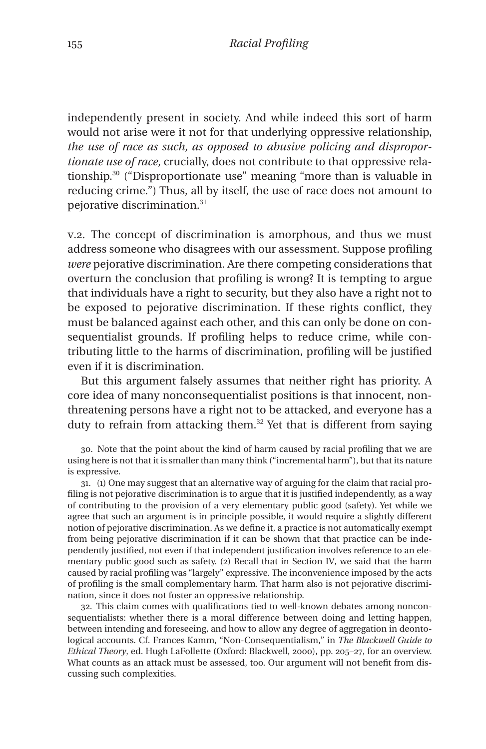independently present in society. And while indeed this sort of harm would not arise were it not for that underlying oppressive relationship, *the use of race as such, as opposed to abusive policing and disproportionate use of race*, crucially, does not contribute to that oppressive relationship.[30] ("Disproportionate use" meaning "more than is valuable in reducing crime.") Thus, all by itself, the use of race does not amount to pejorative discrimination.[31]

V.2. The concept of discrimination is amorphous, and thus we must address someone who disagrees with our assessment. Suppose profiling *were* pejorative discrimination. Are there competing considerations that overturn the conclusion that profiling is wrong? It is tempting to argue that individuals have a right to security, but they also have a right not to be exposed to pejorative discrimination. If these rights conflict, they must be balanced against each other, and this can only be done on consequentialist grounds. If profiling helps to reduce crime, while contributing little to the harms of discrimination, profiling will be justified even if it is discrimination.

But this argument falsely assumes that neither right has priority. A core idea of many nonconsequentialist positions is that innocent, nonthreatening persons have a right not to be attacked, and everyone has a duty to refrain from attacking them.[32] Yet that is different from saying

30. Note that the point about the kind of harm caused by racial profiling that we are using here is not that it is smaller than many think ("incremental harm"), but that its nature is expressive.

31. (1) One may suggest that an alternative way of arguing for the claim that racial profiling is not pejorative discrimination is to argue that it is justified independently, as a way of contributing to the provision of a very elementary public good (safety). Yet while we agree that such an argument is in principle possible, it would require a slightly different notion of pejorative discrimination. As we define it, a practice is not automatically exempt from being pejorative discrimination if it can be shown that that practice can be independently justified, not even if that independent justification involves reference to an elementary public good such as safety. (2) Recall that in Section IV, we said that the harm caused by racial profiling was "largely" expressive. The inconvenience imposed by the acts of profiling is the small complementary harm. That harm also is not pejorative discrimination, since it does not foster an oppressive relationship.

32. This claim comes with qualifications tied to well-known debates among nonconsequentialists: whether there is a moral difference between doing and letting happen, between intending and foreseeing, and how to allow any degree of aggregation in deontological accounts. Cf. Frances Kamm, "Non-Consequentialism," in *The Blackwell Guide to Ethical Theory*, ed. Hugh LaFollette (Oxford: Blackwell, 2000), pp. 205–27, for an overview. What counts as an attack must be assessed, too. Our argument will not benefit from discussing such complexities.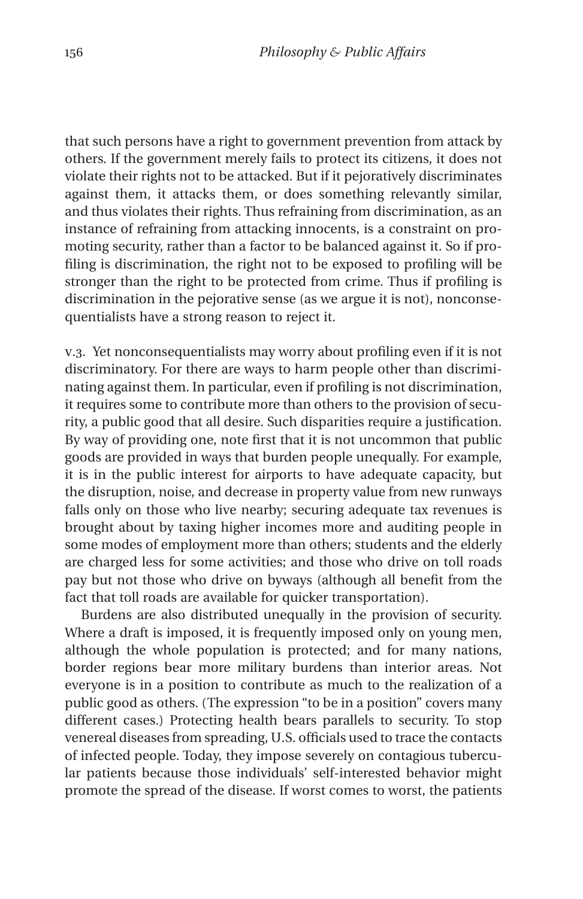that such persons have a right to government prevention from attack by others. If the government merely fails to protect its citizens, it does not violate their rights not to be attacked. But if it pejoratively discriminates against them, it attacks them, or does something relevantly similar, and thus violates their rights. Thus refraining from discrimination, as an instance of refraining from attacking innocents, is a constraint on promoting security, rather than a factor to be balanced against it. So if profiling is discrimination, the right not to be exposed to profiling will be stronger than the right to be protected from crime. Thus if profiling is discrimination in the pejorative sense (as we argue it is not), nonconsequentialists have a strong reason to reject it.

v.3. Yet nonconsequentialists may worry about profiling even if it is not discriminatory. For there are ways to harm people other than discriminating against them. In particular, even if profiling is not discrimination, it requires some to contribute more than others to the provision of security, a public good that all desire. Such disparities require a justification. By way of providing one, note first that it is not uncommon that public goods are provided in ways that burden people unequally. For example, it is in the public interest for airports to have adequate capacity, but the disruption, noise, and decrease in property value from new runways falls only on those who live nearby; securing adequate tax revenues is brought about by taxing higher incomes more and auditing people in some modes of employment more than others; students and the elderly are charged less for some activities; and those who drive on toll roads pay but not those who drive on byways (although all benefit from the fact that toll roads are available for quicker transportation).

Burdens are also distributed unequally in the provision of security. Where a draft is imposed, it is frequently imposed only on young men, although the whole population is protected; and for many nations, border regions bear more military burdens than interior areas. Not everyone is in a position to contribute as much to the realization of a public good as others. (The expression "to be in a position" covers many different cases.) Protecting health bears parallels to security. To stop venereal diseases from spreading, U.S. officials used to trace the contacts of infected people. Today, they impose severely on contagious tubercular patients because those individuals' self-interested behavior might promote the spread of the disease. If worst comes to worst, the patients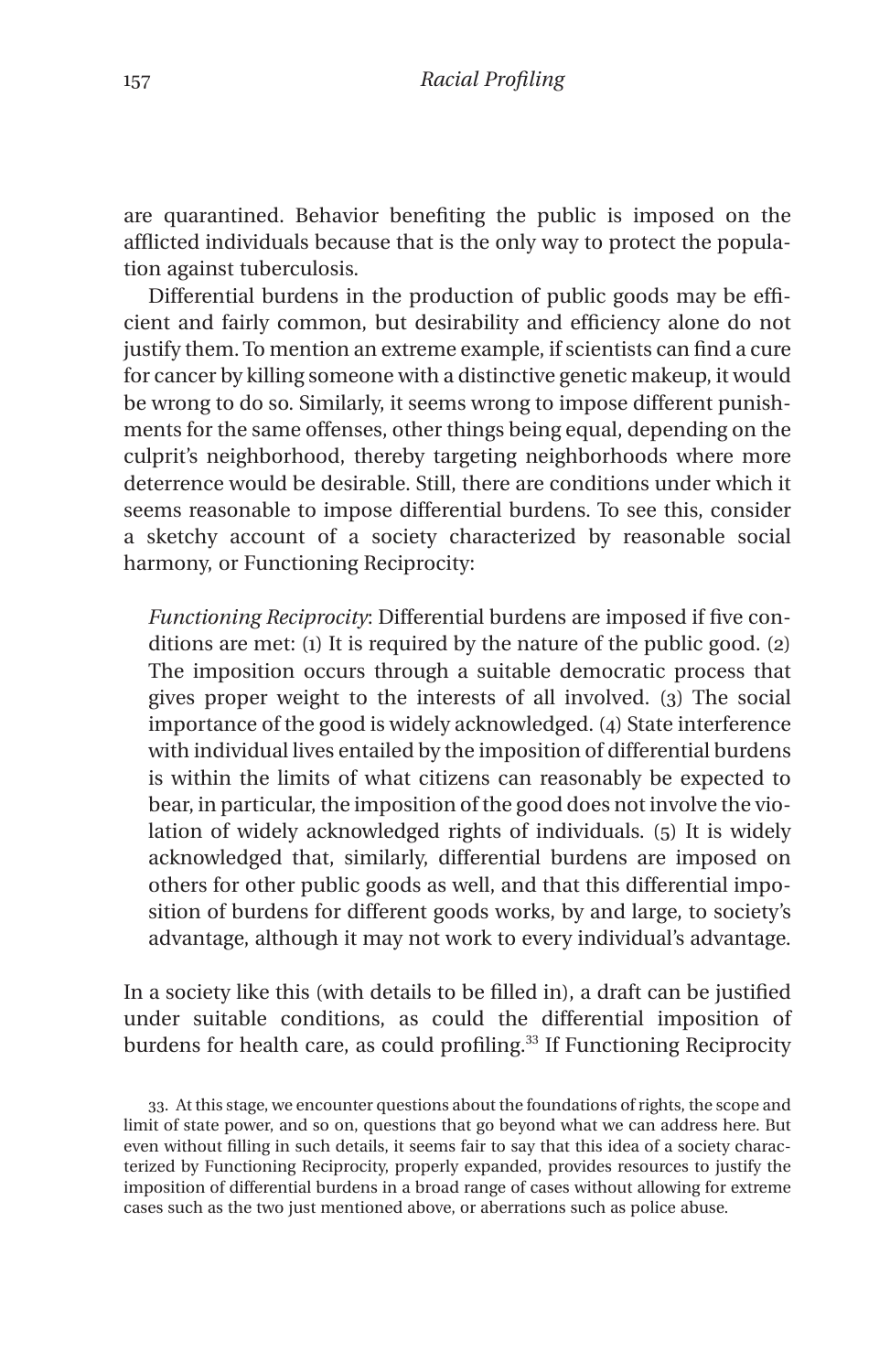are quarantined. Behavior benefiting the public is imposed on the afflicted individuals because that is the only way to protect the population against tuberculosis.

Differential burdens in the production of public goods may be efficient and fairly common, but desirability and efficiency alone do not justify them. To mention an extreme example, if scientists can find a cure for cancer by killing someone with a distinctive genetic makeup, it would be wrong to do so. Similarly, it seems wrong to impose different punishments for the same offenses, other things being equal, depending on the culprit's neighborhood, thereby targeting neighborhoods where more deterrence would be desirable. Still, there are conditions under which it seems reasonable to impose differential burdens. To see this, consider a sketchy account of a society characterized by reasonable social harmony, or Functioning Reciprocity:

> *Functioning Reciprocity*: Differential burdens are imposed if five conditions are met: (1) It is required by the nature of the public good. (2) The imposition occurs through a suitable democratic process that gives proper weight to the interests of all involved. (3) The social importance of the good is widely acknowledged. (4) State interference with individual lives entailed by the imposition of differential burdens is within the limits of what citizens can reasonably be expected to bear, in particular, the imposition of the good does not involve the violation of widely acknowledged rights of individuals. (5) It is widely acknowledged that, similarly, differential burdens are imposed on others for other public goods as well, and that this differential imposition of burdens for different goods works, by and large, to society's advantage, although it may not work to every individual's advantage.

In a society like this (with details to be filled in), a draft can be justified under suitable conditions, as could the differential imposition of burdens for health care, as could profiling.[33] If Functioning Reciprocity

33. At this stage, we encounter questions about the foundations of rights, the scope and limit of state power, and so on, questions that go beyond what we can address here. But even without filling in such details, it seems fair to say that this idea of a society characterized by Functioning Reciprocity, properly expanded, provides resources to justify the imposition of differential burdens in a broad range of cases without allowing for extreme cases such as the two just mentioned above, or aberrations such as police abuse.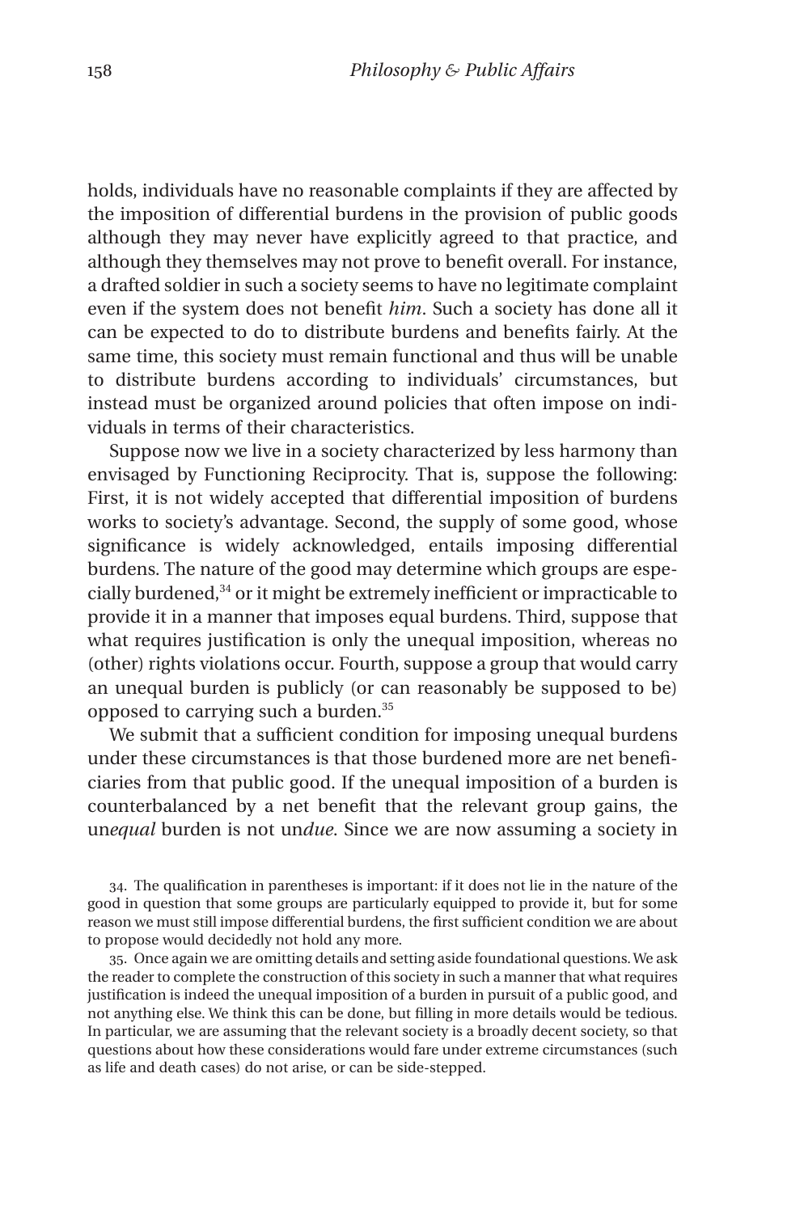holds, individuals have no reasonable complaints if they are affected by the imposition of differential burdens in the provision of public goods although they may never have explicitly agreed to that practice, and although they themselves may not prove to benefit overall. For instance, a drafted soldier in such a society seems to have no legitimate complaint even if the system does not benefit *him*. Such a society has done all it can be expected to do to distribute burdens and benefits fairly. At the same time, this society must remain functional and thus will be unable to distribute burdens according to individuals' circumstances, but instead must be organized around policies that often impose on individuals in terms of their characteristics.

Suppose now we live in a society characterized by less harmony than envisaged by Functioning Reciprocity. That is, suppose the following: First, it is not widely accepted that differential imposition of burdens works to society's advantage. Second, the supply of some good, whose significance is widely acknowledged, entails imposing differential burdens. The nature of the good may determine which groups are especially burdened,[34] or it might be extremely inefficient or impracticable to provide it in a manner that imposes equal burdens. Third, suppose that what requires justification is only the unequal imposition, whereas no (other) rights violations occur. Fourth, suppose a group that would carry an unequal burden is publicly (or can reasonably be supposed to be) opposed to carrying such a burden.[35]

We submit that a sufficient condition for imposing unequal burdens under these circumstances is that those burdened more are net beneficiaries from that public good. If the unequal imposition of a burden is counterbalanced by a net benefit that the relevant group gains, the un*equal* burden is not un*due*. Since we are now assuming a society in

34. The qualification in parentheses is important: if it does not lie in the nature of the good in question that some groups are particularly equipped to provide it, but for some reason we must still impose differential burdens, the first sufficient condition we are about to propose would decidedly not hold any more.

35. Once again we are omitting details and setting aside foundational questions. We ask the reader to complete the construction of this society in such a manner that what requires justification is indeed the unequal imposition of a burden in pursuit of a public good, and not anything else. We think this can be done, but filling in more details would be tedious. In particular, we are assuming that the relevant society is a broadly decent society, so that questions about how these considerations would fare under extreme circumstances (such as life and death cases) do not arise, or can be side-stepped.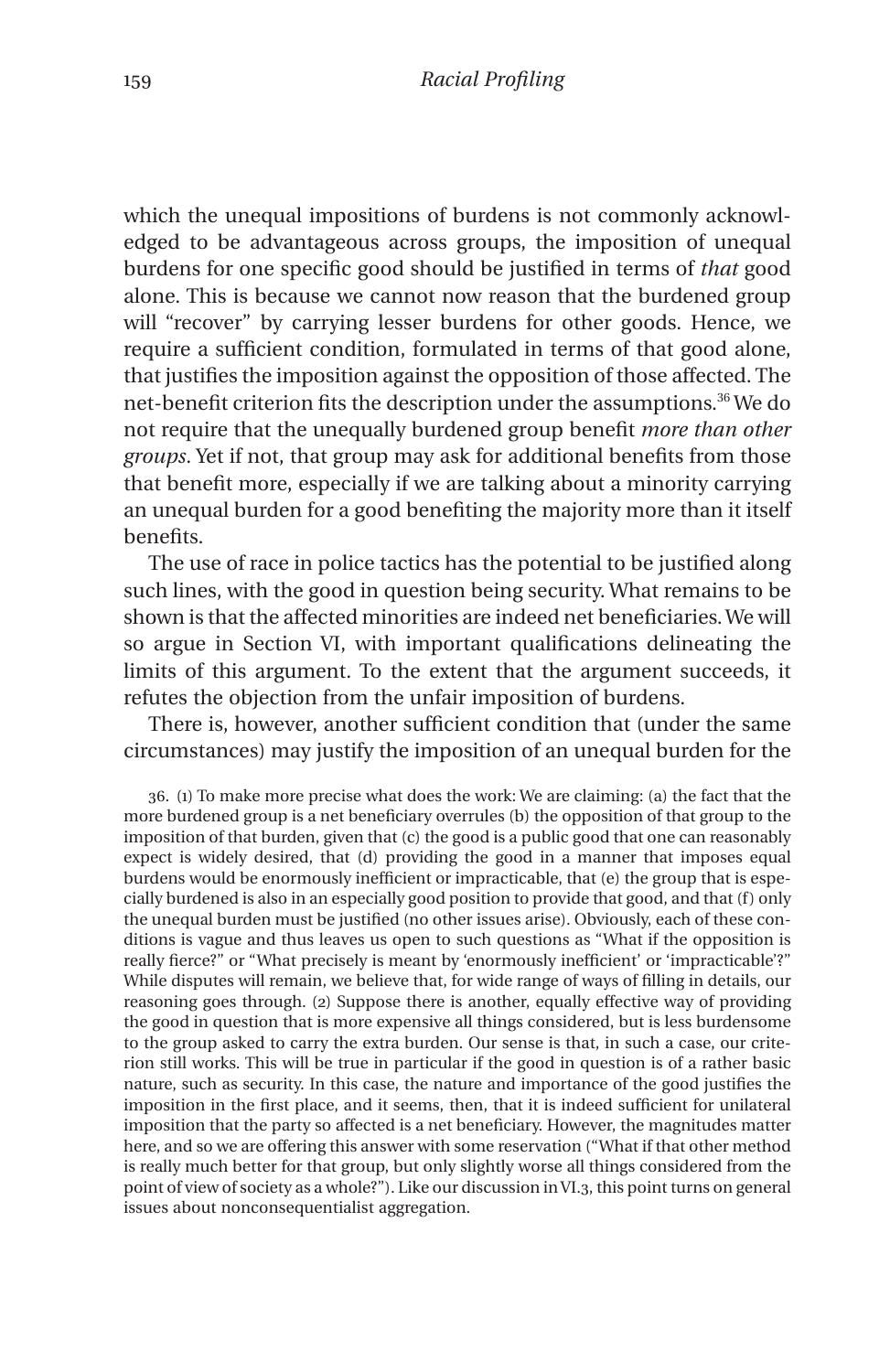which the unequal impositions of burdens is not commonly acknowledged to be advantageous across groups, the imposition of unequal burdens for one specific good should be justified in terms of *that* good alone. This is because we cannot now reason that the burdened group will "recover" by carrying lesser burdens for other goods. Hence, we require a sufficient condition, formulated in terms of that good alone, that justifies the imposition against the opposition of those affected. The net-benefit criterion fits the description under the assumptions.[36] We do not require that the unequally burdened group benefit *more than other groups*. Yet if not, that group may ask for additional benefits from those that benefit more, especially if we are talking about a minority carrying an unequal burden for a good benefiting the majority more than it itself benefits.

The use of race in police tactics has the potential to be justified along such lines, with the good in question being security. What remains to be shown is that the affected minorities are indeed net beneficiaries. We will so argue in Section VI, with important qualifications delineating the limits of this argument. To the extent that the argument succeeds, it refutes the objection from the unfair imposition of burdens.

There is, however, another sufficient condition that (under the same circumstances) may justify the imposition of an unequal burden for the

36. (1) To make more precise what does the work: We are claiming: (a) the fact that the more burdened group is a net beneficiary overrules (b) the opposition of that group to the imposition of that burden, given that (c) the good is a public good that one can reasonably expect is widely desired, that (d) providing the good in a manner that imposes equal burdens would be enormously inefficient or impracticable, that (e) the group that is especially burdened is also in an especially good position to provide that good, and that (f) only the unequal burden must be justified (no other issues arise). Obviously, each of these conditions is vague and thus leaves us open to such questions as "What if the opposition is really fierce?" or "What precisely is meant by 'enormously inefficient' or 'impracticable'?" While disputes will remain, we believe that, for wide range of ways of filling in details, our reasoning goes through. (2) Suppose there is another, equally effective way of providing the good in question that is more expensive all things considered, but is less burdensome to the group asked to carry the extra burden. Our sense is that, in such a case, our criterion still works. This will be true in particular if the good in question is of a rather basic nature, such as security. In this case, the nature and importance of the good justifies the imposition in the first place, and it seems, then, that it is indeed sufficient for unilateral imposition that the party so affected is a net beneficiary. However, the magnitudes matter here, and so we are offering this answer with some reservation ("What if that other method is really much better for that group, but only slightly worse all things considered from the point of view of society as a whole?"). Like our discussion in VI.3, this point turns on general issues about nonconsequentialist aggregation.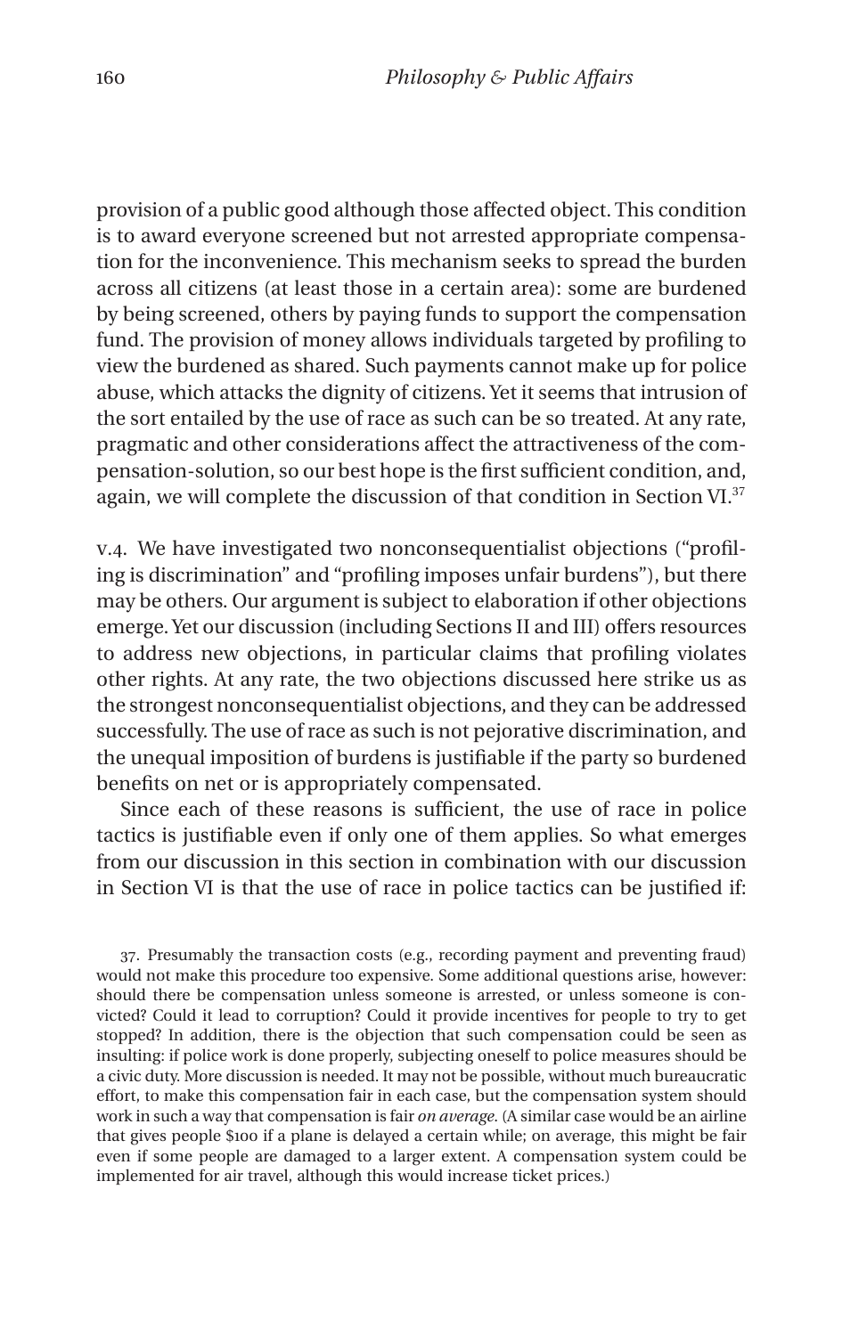provision of a public good although those affected object. This condition is to award everyone screened but not arrested appropriate compensation for the inconvenience. This mechanism seeks to spread the burden across all citizens (at least those in a certain area): some are burdened by being screened, others by paying funds to support the compensation fund. The provision of money allows individuals targeted by profiling to view the burdened as shared. Such payments cannot make up for police abuse, which attacks the dignity of citizens. Yet it seems that intrusion of the sort entailed by the use of race as such can be so treated. At any rate, pragmatic and other considerations affect the attractiveness of the compensation-solution, so our best hope is the first sufficient condition, and, again, we will complete the discussion of that condition in Section VI.[37]

V.4. We have investigated two nonconsequentialist objections ("profiling is discrimination" and "profiling imposes unfair burdens"), but there may be others. Our argument is subject to elaboration if other objections emerge. Yet our discussion (including Sections II and III) offers resources to address new objections, in particular claims that profiling violates other rights. At any rate, the two objections discussed here strike us as the strongest nonconsequentialist objections, and they can be addressed successfully. The use of race as such is not pejorative discrimination, and the unequal imposition of burdens is justifiable if the party so burdened benefits on net or is appropriately compensated.

Since each of these reasons is sufficient, the use of race in police tactics is justifiable even if only one of them applies. So what emerges from our discussion in this section in combination with our discussion in Section VI is that the use of race in police tactics can be justified if:

37. Presumably the transaction costs (e.g., recording payment and preventing fraud) would not make this procedure too expensive. Some additional questions arise, however: should there be compensation unless someone is arrested, or unless someone is convicted? Could it lead to corruption? Could it provide incentives for people to try to get stopped? In addition, there is the objection that such compensation could be seen as insulting: if police work is done properly, subjecting oneself to police measures should be a civic duty. More discussion is needed. It may not be possible, without much bureaucratic effort, to make this compensation fair in each case, but the compensation system should work in such a way that compensation is fair *on average*. (A similar case would be an airline that gives people $100 if a plane is delayed a certain while; on average, this might be fair even if some people are damaged to a larger extent. A compensation system could be implemented for air travel, although this would increase ticket prices.)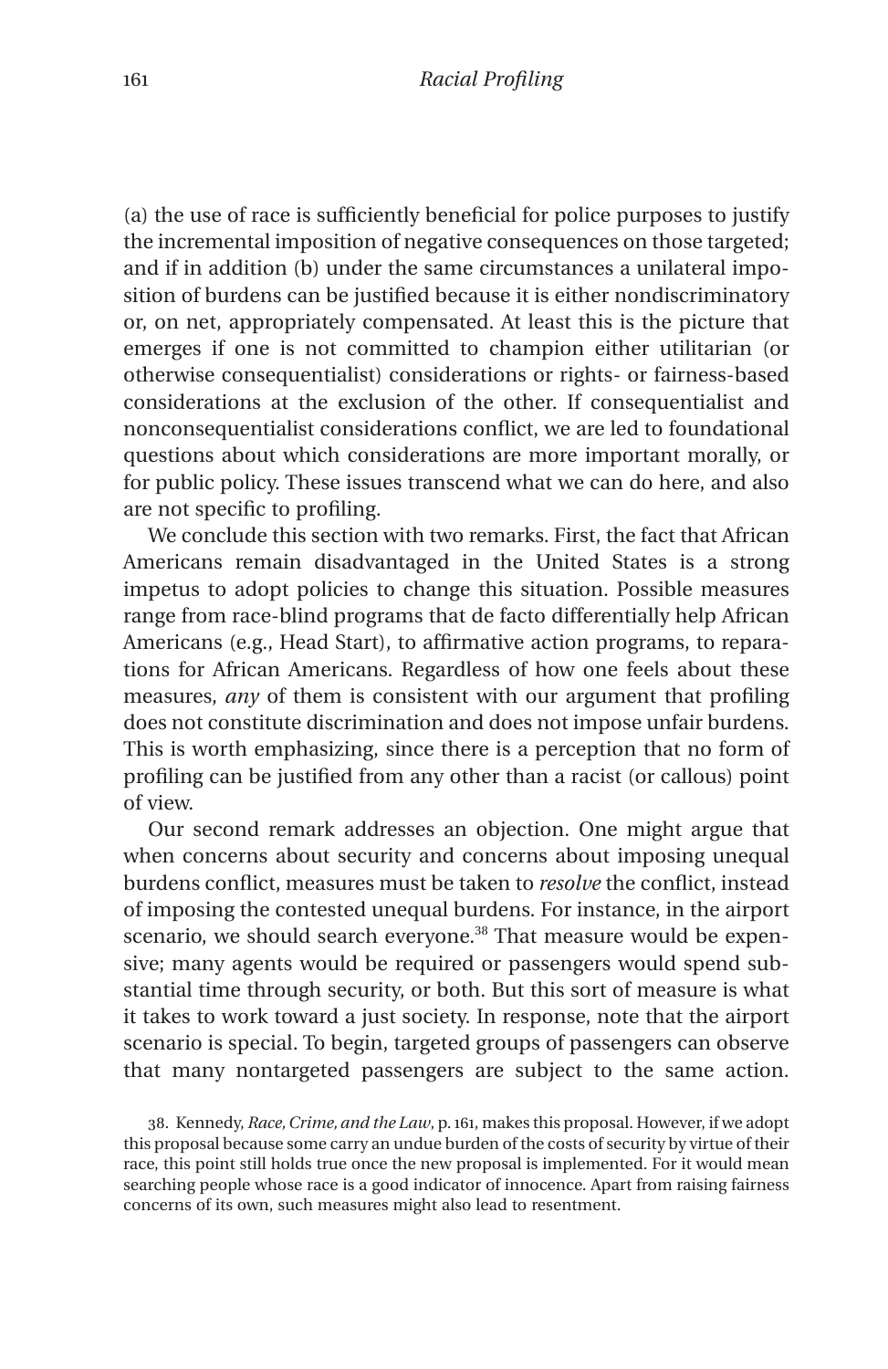(a) the use of race is sufficiently beneficial for police purposes to justify the incremental imposition of negative consequences on those targeted; and if in addition (b) under the same circumstances a unilateral imposition of burdens can be justified because it is either nondiscriminatory or, on net, appropriately compensated. At least this is the picture that emerges if one is not committed to champion either utilitarian (or otherwise consequentialist) considerations or rights- or fairness-based considerations at the exclusion of the other. If consequentialist and nonconsequentialist considerations conflict, we are led to foundational questions about which considerations are more important morally, or for public policy. These issues transcend what we can do here, and also are not specific to profiling.

We conclude this section with two remarks. First, the fact that African Americans remain disadvantaged in the United States is a strong impetus to adopt policies to change this situation. Possible measures range from race-blind programs that de facto differentially help African Americans (e.g., Head Start), to affirmative action programs, to reparations for African Americans. Regardless of how one feels about these measures, *any* of them is consistent with our argument that profiling does not constitute discrimination and does not impose unfair burdens. This is worth emphasizing, since there is a perception that no form of profiling can be justified from any other than a racist (or callous) point of view.

Our second remark addresses an objection. One might argue that when concerns about security and concerns about imposing unequal burdens conflict, measures must be taken to *resolve* the conflict, instead of imposing the contested unequal burdens. For instance, in the airport scenario, we should search everyone.[38] That measure would be expensive; many agents would be required or passengers would spend substantial time through security, or both. But this sort of measure is what it takes to work toward a just society. In response, note that the airport scenario is special. To begin, targeted groups of passengers can observe that many nontargeted passengers are subject to the same action.

38. Kennedy, *Race, Crime, and the Law*, p. 161, makes this proposal. However, if we adopt this proposal because some carry an undue burden of the costs of security by virtue of their race, this point still holds true once the new proposal is implemented. For it would mean searching people whose race is a good indicator of innocence. Apart from raising fairness concerns of its own, such measures might also lead to resentment.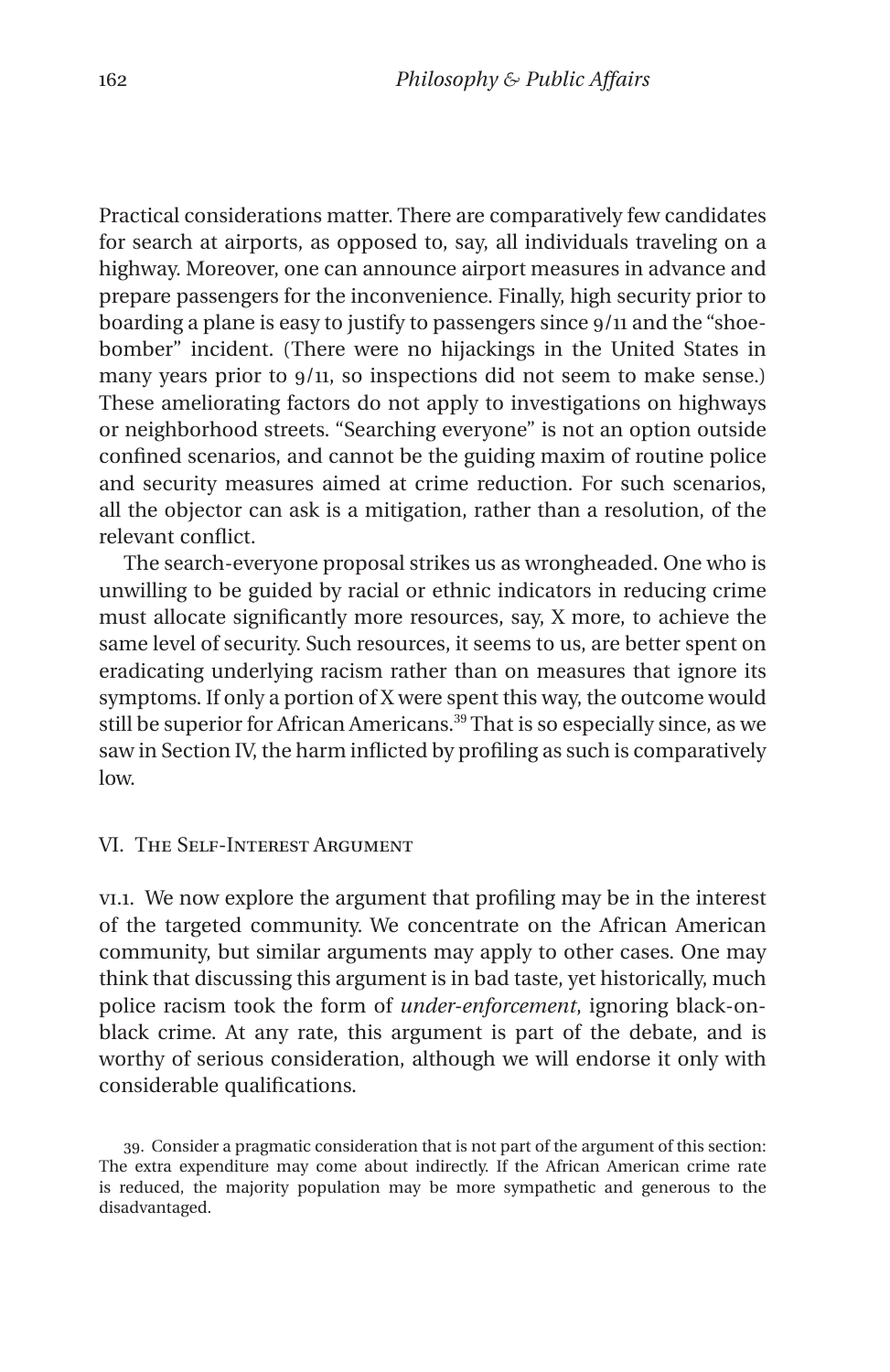Practical considerations matter. There are comparatively few candidates for search at airports, as opposed to, say, all individuals traveling on a highway. Moreover, one can announce airport measures in advance and prepare passengers for the inconvenience. Finally, high security prior to boarding a plane is easy to justify to passengers since 9/11 and the "shoe-bomber" incident. (There were no hijackings in the United States in many years prior to 9/11, so inspections did not seem to make sense.) These ameliorating factors do not apply to investigations on highways or neighborhood streets. "Searching everyone" is not an option outside confined scenarios, and cannot be the guiding maxim of routine police and security measures aimed at crime reduction. For such scenarios, all the objector can ask is a mitigation, rather than a resolution, of the relevant conflict.

The search-everyone proposal strikes us as wrongheaded. One who is unwilling to be guided by racial or ethnic indicators in reducing crime must allocate significantly more resources, say, X more, to achieve the same level of security. Such resources, it seems to us, are better spent on eradicating underlying racism rather than on measures that ignore its symptoms. If only a portion of X were spent this way, the outcome would still be superior for African Americans.[39] That is so especially since, as we saw in Section IV, the harm inflicted by profiling as such is comparatively low.

## VI. The Self-Interest Argument

VI.1. We now explore the argument that profiling may be in the interest of the targeted community. We concentrate on the African American community, but similar arguments may apply to other cases. One may think that discussing this argument is in bad taste, yet historically, much police racism took the form of *under-enforcement*, ignoring black-on-black crime. At any rate, this argument is part of the debate, and is worthy of serious consideration, although we will endorse it only with considerable qualifications.

39. Consider a pragmatic consideration that is not part of the argument of this section: The extra expenditure may come about indirectly. If the African American crime rate is reduced, the majority population may be more sympathetic and generous to the disadvantaged.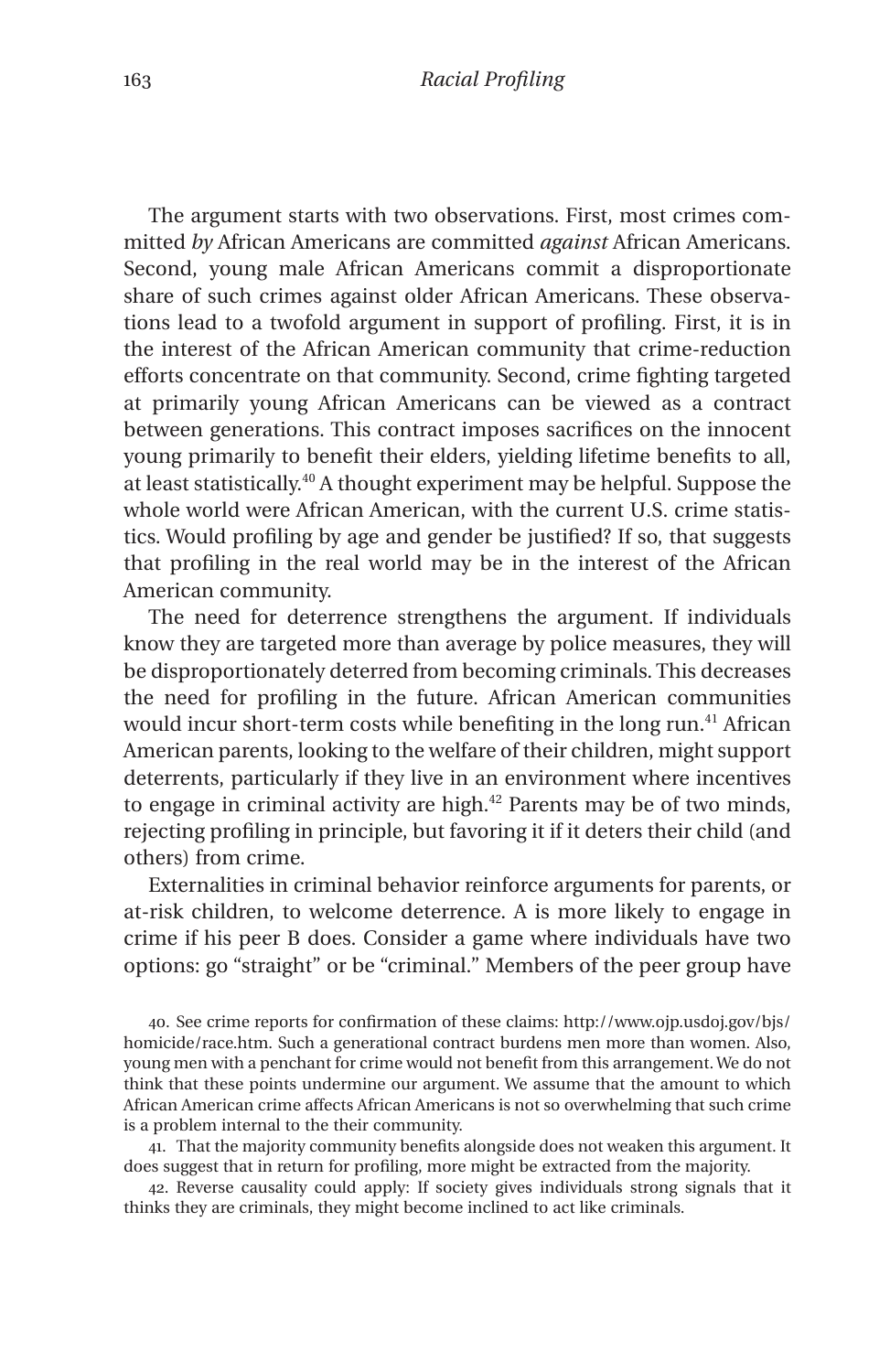The argument starts with two observations. First, most crimes committed *by* African Americans are committed *against* African Americans. Second, young male African Americans commit a disproportionate share of such crimes against older African Americans. These observations lead to a twofold argument in support of profiling. First, it is in the interest of the African American community that crime-reduction efforts concentrate on that community. Second, crime fighting targeted at primarily young African Americans can be viewed as a contract between generations. This contract imposes sacrifices on the innocent young primarily to benefit their elders, yielding lifetime benefits to all, at least statistically.[40] A thought experiment may be helpful. Suppose the whole world were African American, with the current U.S. crime statistics. Would profiling by age and gender be justified? If so, that suggests that profiling in the real world may be in the interest of the African American community.

The need for deterrence strengthens the argument. If individuals know they are targeted more than average by police measures, they will be disproportionately deterred from becoming criminals. This decreases the need for profiling in the future. African American communities would incur short-term costs while benefiting in the long run.[41] African American parents, looking to the welfare of their children, might support deterrents, particularly if they live in an environment where incentives to engage in criminal activity are high.[42] Parents may be of two minds, rejecting profiling in principle, but favoring it if it deters their child (and others) from crime.

Externalities in criminal behavior reinforce arguments for parents, or at-risk children, to welcome deterrence. A is more likely to engage in crime if his peer B does. Consider a game where individuals have two options: go "straight" or be "criminal." Members of the peer group have

40. See crime reports for confirmation of these claims: http://www.ojp.usdoj.gov/bjs/homicide/race.htm. Such a generational contract burdens men more than women. Also, young men with a penchant for crime would not benefit from this arrangement. We do not think that these points undermine our argument. We assume that the amount to which African American crime affects African Americans is not so overwhelming that such crime is a problem internal to the their community.

41. That the majority community benefits alongside does not weaken this argument. It does suggest that in return for profiling, more might be extracted from the majority.

42. Reverse causality could apply: If society gives individuals strong signals that it thinks they are criminals, they might become inclined to act like criminals.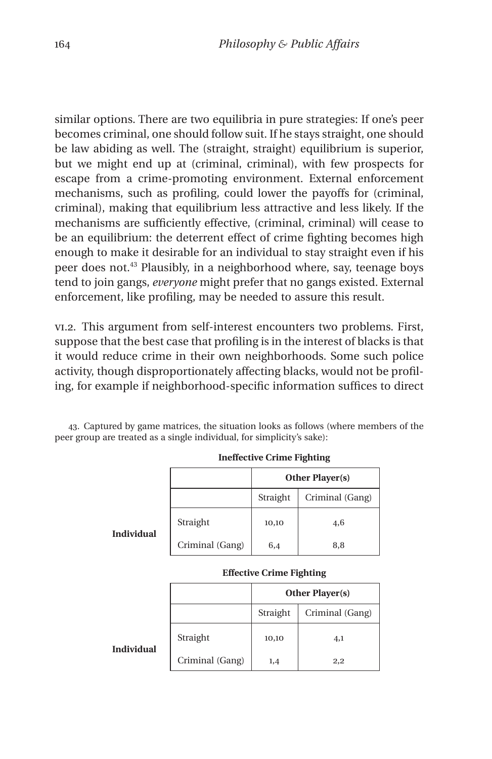similar options. There are two equilibria in pure strategies: If one's peer becomes criminal, one should follow suit. If he stays straight, one should be law abiding as well. The (straight, straight) equilibrium is superior, but we might end up at (criminal, criminal), with few prospects for escape from a crime-promoting environment. External enforcement mechanisms, such as profiling, could lower the payoffs for (criminal, criminal), making that equilibrium less attractive and less likely. If the mechanisms are sufficiently effective, (criminal, criminal) will cease to be an equilibrium: the deterrent effect of crime fighting becomes high enough to make it desirable for an individual to stay straight even if his peer does not.[43] Plausibly, in a neighborhood where, say, teenage boys tend to join gangs, *everyone* might prefer that no gangs existed. External enforcement, like profiling, may be needed to assure this result.

VI.2. This argument from self-interest encounters two problems. First, suppose that the best case that profiling is in the interest of blacks is that it would reduce crime in their own neighborhoods. Some such police activity, though disproportionately affecting blacks, would not be profiling, for example if neighborhood-specific information suffices to direct

43. Captured by game matrices, the situation looks as follows (where members of the peer group are treated as a single individual, for simplicity's sake):

**Ineffective Crime Fighting**

| | | **Other Player(s)** | |
|---|---|---|---|
| | | Straight | Criminal (Gang) |
| **Individual** | Straight | 10,10 | 4,6 |
| | Criminal (Gang) | 6,4 | 8,8 |

**Effective Crime Fighting**

| | | **Other Player(s)** | |
|---|---|---|---|
| | | Straight | Criminal (Gang) |
| **Individual** | Straight | 10,10 | 4,1 |
| | Criminal (Gang) | 1,4 | 2,2 |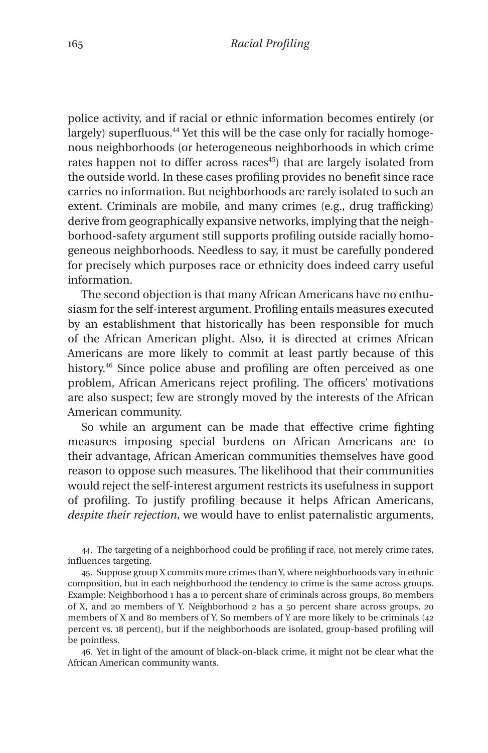police activity, and if racial or ethnic information becomes entirely (or largely) superfluous.[44] Yet this will be the case only for racially homogenous neighborhoods (or heterogeneous neighborhoods in which crime rates happen not to differ across races[45]) that are largely isolated from the outside world. In these cases profiling provides no benefit since race carries no information. But neighborhoods are rarely isolated to such an extent. Criminals are mobile, and many crimes (e.g., drug trafficking) derive from geographically expansive networks, implying that the neighborhood-safety argument still supports profiling outside racially homogeneous neighborhoods. Needless to say, it must be carefully pondered for precisely which purposes race or ethnicity does indeed carry useful information.

The second objection is that many African Americans have no enthusiasm for the self-interest argument. Profiling entails measures executed by an establishment that historically has been responsible for much of the African American plight. Also, it is directed at crimes African Americans are more likely to commit at least partly because of this history.[46] Since police abuse and profiling are often perceived as one problem, African Americans reject profiling. The officers' motivations are also suspect; few are strongly moved by the interests of the African American community.

So while an argument can be made that effective crime fighting measures imposing special burdens on African Americans are to their advantage, African American communities themselves have good reason to oppose such measures. The likelihood that their communities would reject the self-interest argument restricts its usefulness in support of profiling. To justify profiling because it helps African Americans, *despite their rejection*, we would have to enlist paternalistic arguments,

44. The targeting of a neighborhood could be profiling if race, not merely crime rates, influences targeting.

45. Suppose group X commits more crimes than Y, where neighborhoods vary in ethnic composition, but in each neighborhood the tendency to crime is the same across groups. Example: Neighborhood 1 has a 10 percent share of criminals across groups, 80 members of X, and 20 members of Y. Neighborhood 2 has a 50 percent share across groups, 20 members of X and 80 members of Y. So members of Y are more likely to be criminals (42 percent vs. 18 percent), but if the neighborhoods are isolated, group-based profiling will be pointless.

46. Yet in light of the amount of black-on-black crime, it might not be clear what the African American community wants.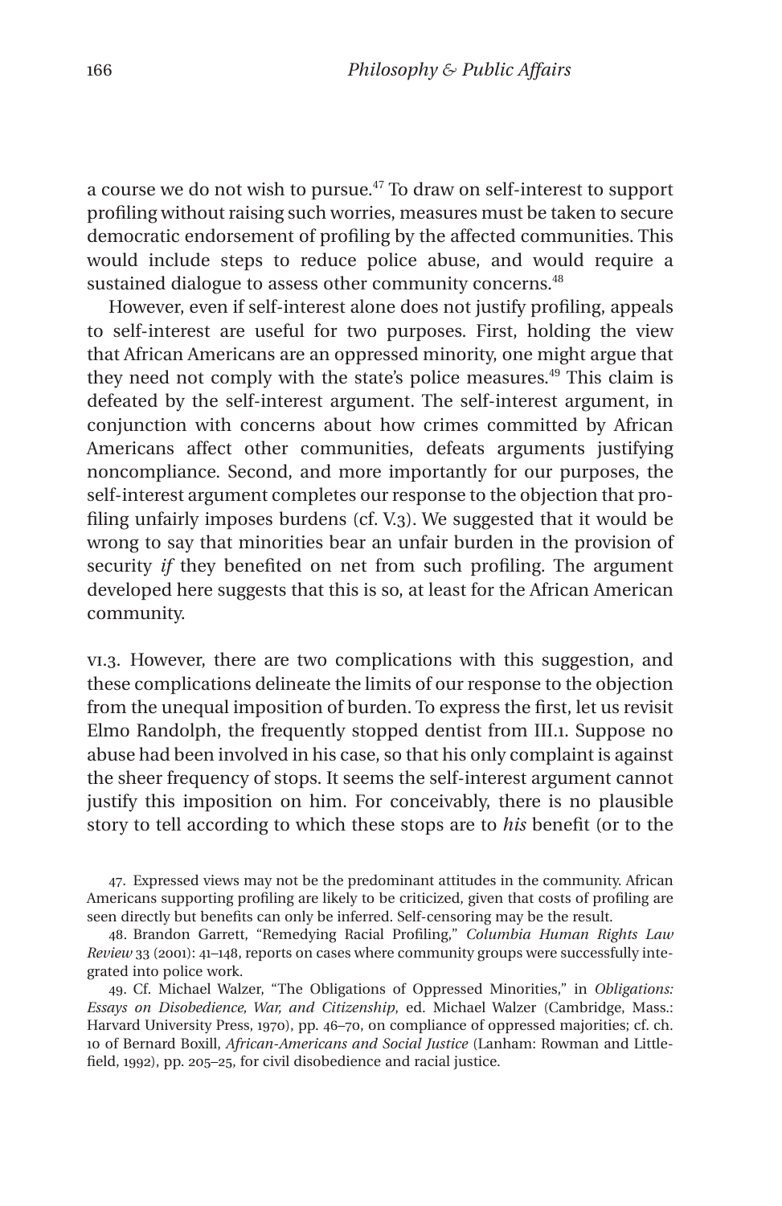a course we do not wish to pursue.[47] To draw on self-interest to support profiling without raising such worries, measures must be taken to secure democratic endorsement of profiling by the affected communities. This would include steps to reduce police abuse, and would require a sustained dialogue to assess other community concerns.[48]

However, even if self-interest alone does not justify profiling, appeals to self-interest are useful for two purposes. First, holding the view that African Americans are an oppressed minority, one might argue that they need not comply with the state's police measures.[49] This claim is defeated by the self-interest argument. The self-interest argument, in conjunction with concerns about how crimes committed by African Americans affect other communities, defeats arguments justifying noncompliance. Second, and more importantly for our purposes, the self-interest argument completes our response to the objection that profiling unfairly imposes burdens (cf. V.3). We suggested that it would be wrong to say that minorities bear an unfair burden in the provision of security *if* they benefited on net from such profiling. The argument developed here suggests that this is so, at least for the African American community.

VI.3. However, there are two complications with this suggestion, and these complications delineate the limits of our response to the objection from the unequal imposition of burden. To express the first, let us revisit Elmo Randolph, the frequently stopped dentist from III.1. Suppose no abuse had been involved in his case, so that his only complaint is against the sheer frequency of stops. It seems the self-interest argument cannot justify this imposition on him. For conceivably, there is no plausible story to tell according to which these stops are to *his* benefit (or to the

47. Expressed views may not be the predominant attitudes in the community. African Americans supporting profiling are likely to be criticized, given that costs of profiling are seen directly but benefits can only be inferred. Self-censoring may be the result.

48. Brandon Garrett, "Remedying Racial Profiling," *Columbia Human Rights Law Review* 33 (2001): 41–148, reports on cases where community groups were successfully integrated into police work.

49. Cf. Michael Walzer, "The Obligations of Oppressed Minorities," in *Obligations: Essays on Disobedience, War, and Citizenship*, ed. Michael Walzer (Cambridge, Mass.: Harvard University Press, 1970), pp. 46–70, on compliance of oppressed majorities; cf. ch. 10 of Bernard Boxill, *African-Americans and Social Justice* (Lanham: Rowman and Littlefield, 1992), pp. 205–25, for civil disobedience and racial justice.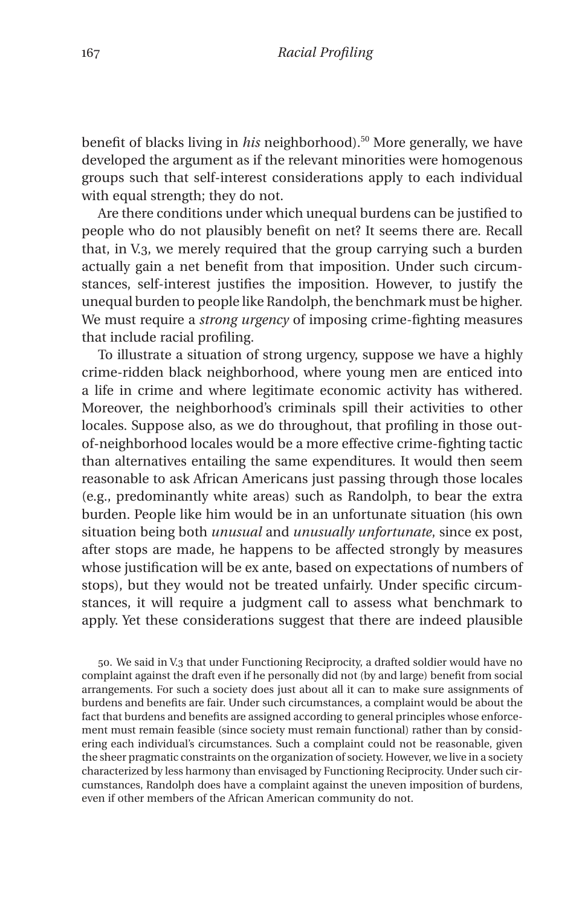benefit of blacks living in *his* neighborhood).[50] More generally, we have developed the argument as if the relevant minorities were homogenous groups such that self-interest considerations apply to each individual with equal strength; they do not.

Are there conditions under which unequal burdens can be justified to people who do not plausibly benefit on net? It seems there are. Recall that, in V.3, we merely required that the group carrying such a burden actually gain a net benefit from that imposition. Under such circumstances, self-interest justifies the imposition. However, to justify the unequal burden to people like Randolph, the benchmark must be higher. We must require a *strong urgency* of imposing crime-fighting measures that include racial profiling.

To illustrate a situation of strong urgency, suppose we have a highly crime-ridden black neighborhood, where young men are enticed into a life in crime and where legitimate economic activity has withered. Moreover, the neighborhood's criminals spill their activities to other locales. Suppose also, as we do throughout, that profiling in those out-of-neighborhood locales would be a more effective crime-fighting tactic than alternatives entailing the same expenditures. It would then seem reasonable to ask African Americans just passing through those locales (e.g., predominantly white areas) such as Randolph, to bear the extra burden. People like him would be in an unfortunate situation (his own situation being both *unusual* and *unusually unfortunate*, since ex post, after stops are made, he happens to be affected strongly by measures whose justification will be ex ante, based on expectations of numbers of stops), but they would not be treated unfairly. Under specific circumstances, it will require a judgment call to assess what benchmark to apply. Yet these considerations suggest that there are indeed plausible

50. We said in V.3 that under Functioning Reciprocity, a drafted soldier would have no complaint against the draft even if he personally did not (by and large) benefit from social arrangements. For such a society does just about all it can to make sure assignments of burdens and benefits are fair. Under such circumstances, a complaint would be about the fact that burdens and benefits are assigned according to general principles whose enforcement must remain feasible (since society must remain functional) rather than by considering each individual's circumstances. Such a complaint could not be reasonable, given the sheer pragmatic constraints on the organization of society. However, we live in a society characterized by less harmony than envisaged by Functioning Reciprocity. Under such circumstances, Randolph does have a complaint against the uneven imposition of burdens, even if other members of the African American community do not.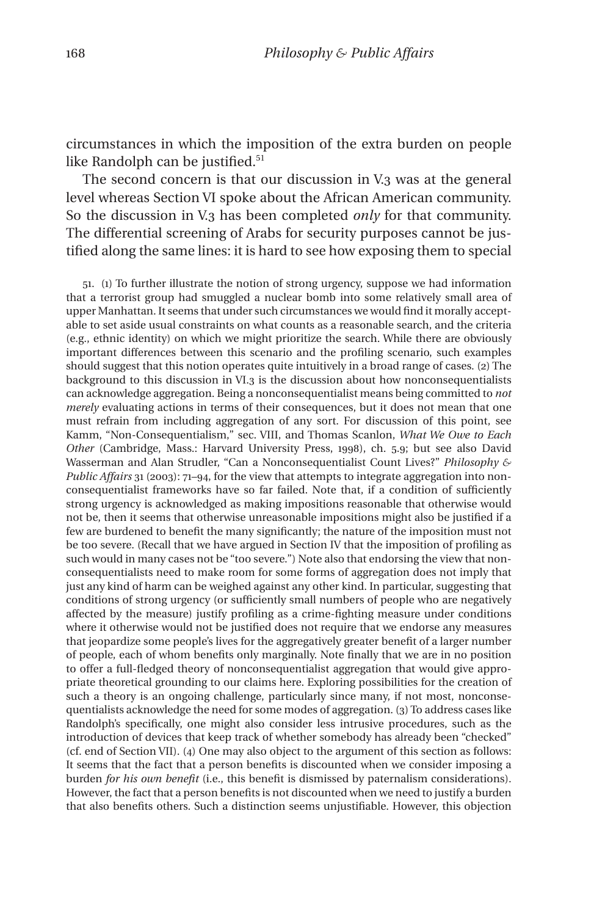circumstances in which the imposition of the extra burden on people like Randolph can be justified.[51]

The second concern is that our discussion in V.3 was at the general level whereas Section VI spoke about the African American community. So the discussion in V.3 has been completed *only* for that community. The differential screening of Arabs for security purposes cannot be justified along the same lines: it is hard to see how exposing them to special

51. (1) To further illustrate the notion of strong urgency, suppose we had information that a terrorist group had smuggled a nuclear bomb into some relatively small area of upper Manhattan. It seems that under such circumstances we would find it morally acceptable to set aside usual constraints on what counts as a reasonable search, and the criteria (e.g., ethnic identity) on which we might prioritize the search. While there are obviously important differences between this scenario and the profiling scenario, such examples should suggest that this notion operates quite intuitively in a broad range of cases. (2) The background to this discussion in VI.3 is the discussion about how nonconsequentialists can acknowledge aggregation. Being a nonconsequentialist means being committed to *not merely* evaluating actions in terms of their consequences, but it does not mean that one must refrain from including aggregation of any sort. For discussion of this point, see Kamm, "Non-Consequentialism," sec. VIII, and Thomas Scanlon, *What We Owe to Each Other* (Cambridge, Mass.: Harvard University Press, 1998), ch. 5.9; but see also David Wasserman and Alan Strudler, "Can a Nonconsequentialist Count Lives?" *Philosophy & Public Affairs* 31 (2003): 71–94, for the view that attempts to integrate aggregation into nonconsequentialist frameworks have so far failed. Note that, if a condition of sufficiently strong urgency is acknowledged as making impositions reasonable that otherwise would not be, then it seems that otherwise unreasonable impositions might also be justified if a few are burdened to benefit the many significantly; the nature of the imposition must not be too severe. (Recall that we have argued in Section IV that the imposition of profiling as such would in many cases not be "too severe.") Note also that endorsing the view that nonconsequentialists need to make room for some forms of aggregation does not imply that just any kind of harm can be weighed against any other kind. In particular, suggesting that conditions of strong urgency (or sufficiently small numbers of people who are negatively affected by the measure) justify profiling as a crime-fighting measure under conditions where it otherwise would not be justified does not require that we endorse any measures that jeopardize some people's lives for the aggregatively greater benefit of a larger number of people, each of whom benefits only marginally. Note finally that we are in no position to offer a full-fledged theory of nonconsequentialist aggregation that would give appropriate theoretical grounding to our claims here. Exploring possibilities for the creation of such a theory is an ongoing challenge, particularly since many, if not most, nonconsequentialists acknowledge the need for some modes of aggregation. (3) To address cases like Randolph's specifically, one might also consider less intrusive procedures, such as the introduction of devices that keep track of whether somebody has already been "checked" (cf. end of Section VII). (4) One may also object to the argument of this section as follows: It seems that the fact that a person benefits is discounted when we consider imposing a burden *for his own benefit* (i.e., this benefit is dismissed by paternalism considerations). However, the fact that a person benefits is not discounted when we need to justify a burden that also benefits others. Such a distinction seems unjustifiable. However, this objection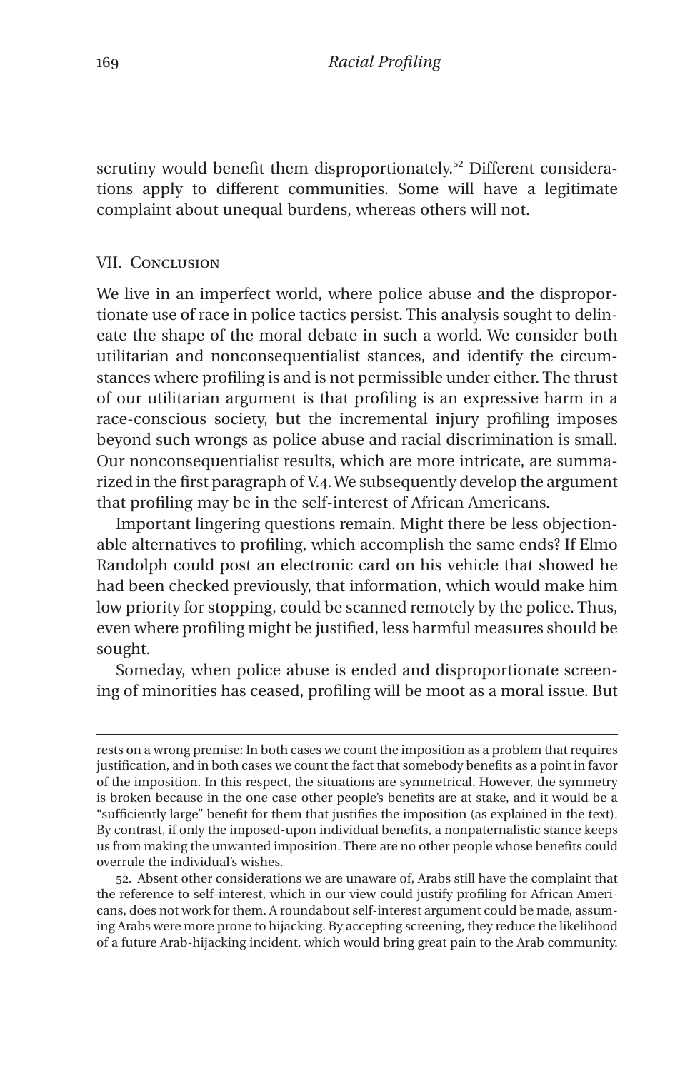scrutiny would benefit them disproportionately.[52] Different considerations apply to different communities. Some will have a legitimate complaint about unequal burdens, whereas others will not.

## VII. Conclusion

We live in an imperfect world, where police abuse and the disproportionate use of race in police tactics persist. This analysis sought to delineate the shape of the moral debate in such a world. We consider both utilitarian and nonconsequentialist stances, and identify the circumstances where profiling is and is not permissible under either. The thrust of our utilitarian argument is that profiling is an expressive harm in a race-conscious society, but the incremental injury profiling imposes beyond such wrongs as police abuse and racial discrimination is small. Our nonconsequentialist results, which are more intricate, are summarized in the first paragraph of V.4. We subsequently develop the argument that profiling may be in the self-interest of African Americans.

Important lingering questions remain. Might there be less objectionable alternatives to profiling, which accomplish the same ends? If Elmo Randolph could post an electronic card on his vehicle that showed he had been checked previously, that information, which would make him low priority for stopping, could be scanned remotely by the police. Thus, even where profiling might be justified, less harmful measures should be sought.

Someday, when police abuse is ended and disproportionate screening of minorities has ceased, profiling will be moot as a moral issue. But

---

rests on a wrong premise: In both cases we count the imposition as a problem that requires justification, and in both cases we count the fact that somebody benefits as a point in favor of the imposition. In this respect, the situations are symmetrical. However, the symmetry is broken because in the one case other people's benefits are at stake, and it would be a "sufficiently large" benefit for them that justifies the imposition (as explained in the text). By contrast, if only the imposed-upon individual benefits, a nonpaternalistic stance keeps us from making the unwanted imposition. There are no other people whose benefits could overrule the individual's wishes.

52. Absent other considerations we are unaware of, Arabs still have the complaint that the reference to self-interest, which in our view could justify profiling for African Americans, does not work for them. A roundabout self-interest argument could be made, assuming Arabs were more prone to hijacking. By accepting screening, they reduce the likelihood of a future Arab-hijacking incident, which would bring great pain to the Arab community.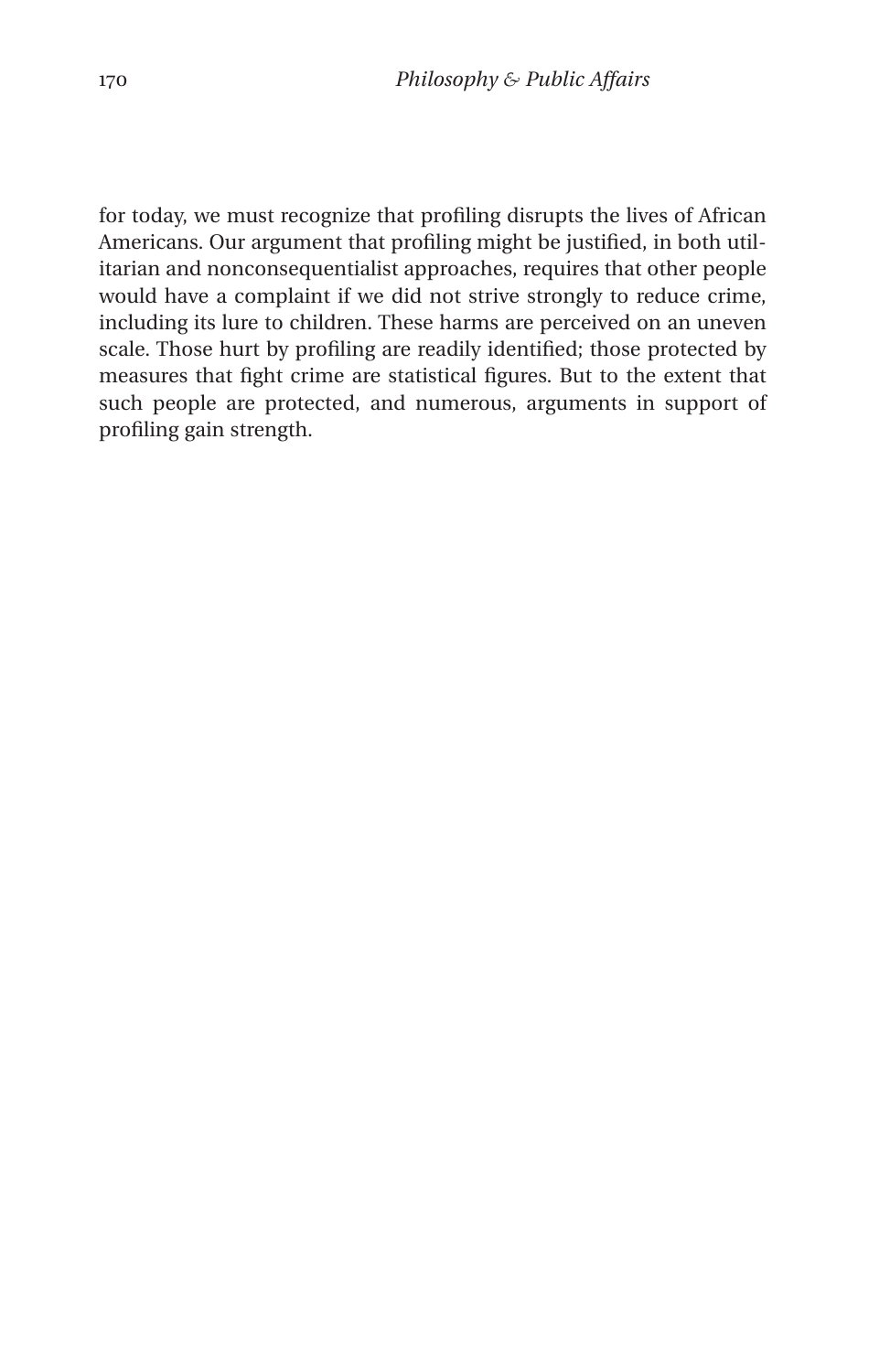for today, we must recognize that profiling disrupts the lives of African Americans. Our argument that profiling might be justified, in both utilitarian and nonconsequentialist approaches, requires that other people would have a complaint if we did not strive strongly to reduce crime, including its lure to children. These harms are perceived on an uneven scale. Those hurt by profiling are readily identified; those protected by measures that fight crime are statistical figures. But to the extent that such people are protected, and numerous, arguments in support of profiling gain strength.